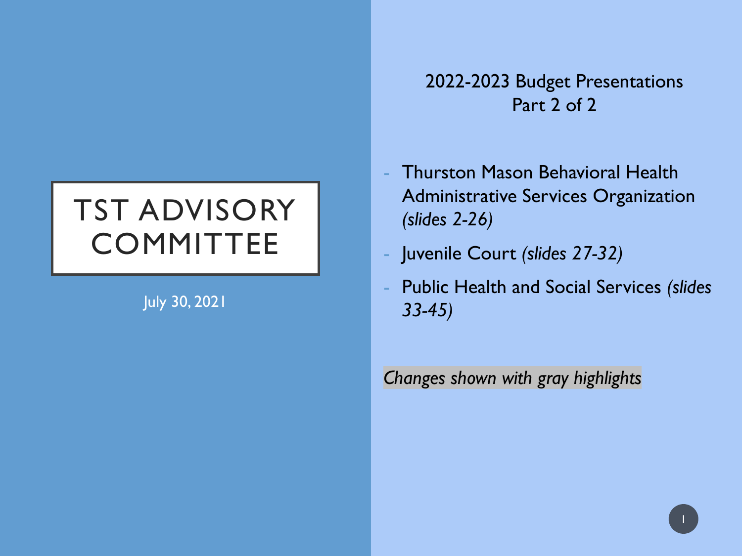# TST ADVISORY COMMITTEE

July 30, 2021

## 2022-2023 Budget Presentations
## Part 2 of 2

- Thurston Mason Behavioral Health Administrative Services Organization *(slides 2-26)*
- Juvenile Court *(slides 27-32)*
- Public Health and Social Services *(slides 33-45)*

*Changes shown with gray highlights*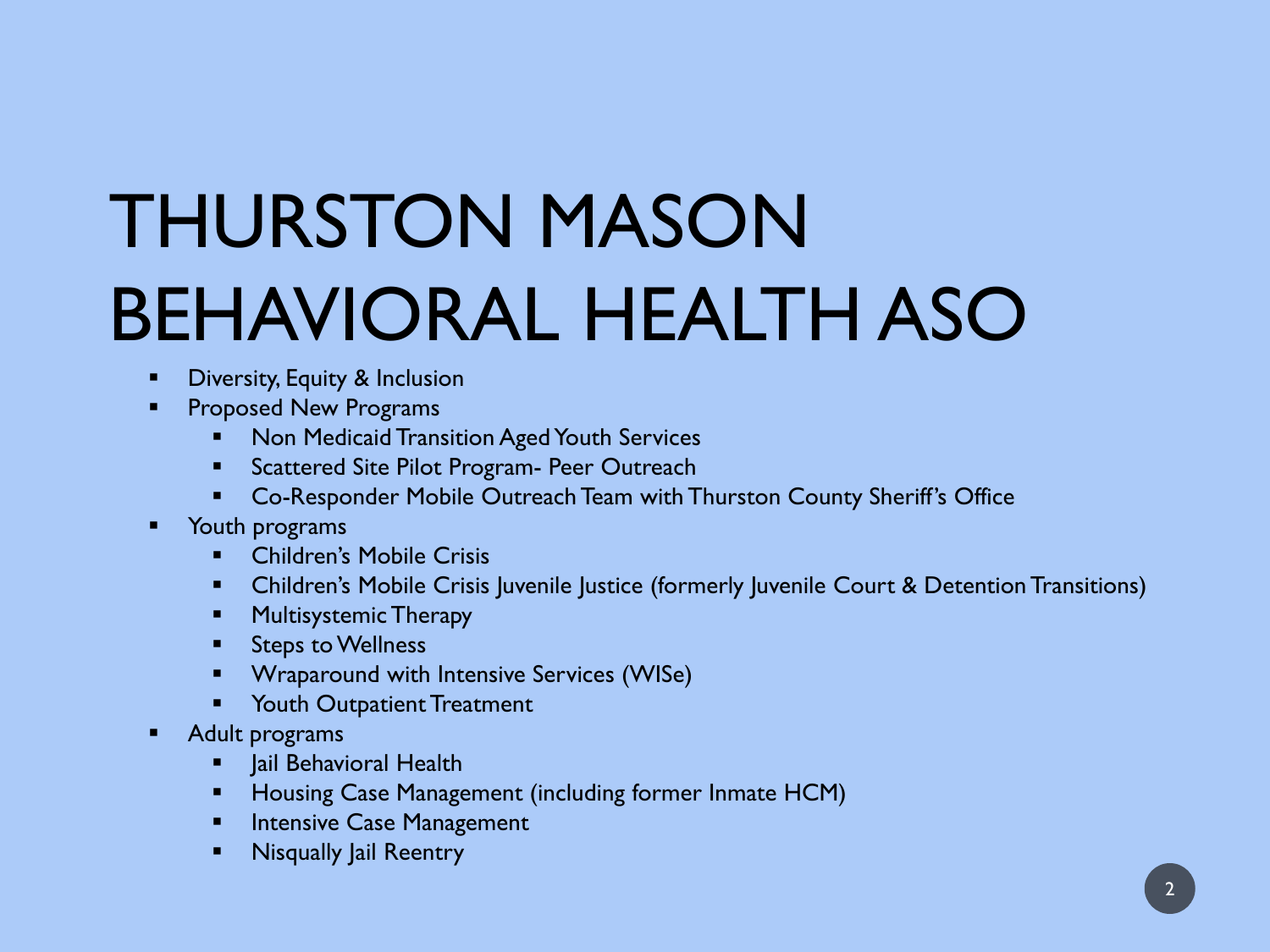# THURSTON MASON BEHAVIORAL HEALTH ASO

- Diversity, Equity & Inclusion
- Proposed New Programs
  - Non Medicaid Transition Aged Youth Services
  - Scattered Site Pilot Program- Peer Outreach
  - Co-Responder Mobile Outreach Team with Thurston County Sheriff's Office
- Youth programs
  - Children's Mobile Crisis
  - Children's Mobile Crisis Juvenile Justice (formerly Juvenile Court & Detention Transitions)
  - Multisystemic Therapy
  - Steps to Wellness
  - Wraparound with Intensive Services (WISe)
  - Youth Outpatient Treatment
- Adult programs
  - Jail Behavioral Health
  - Housing Case Management (including former Inmate HCM)
  - Intensive Case Management
  - Nisqually Jail Reentry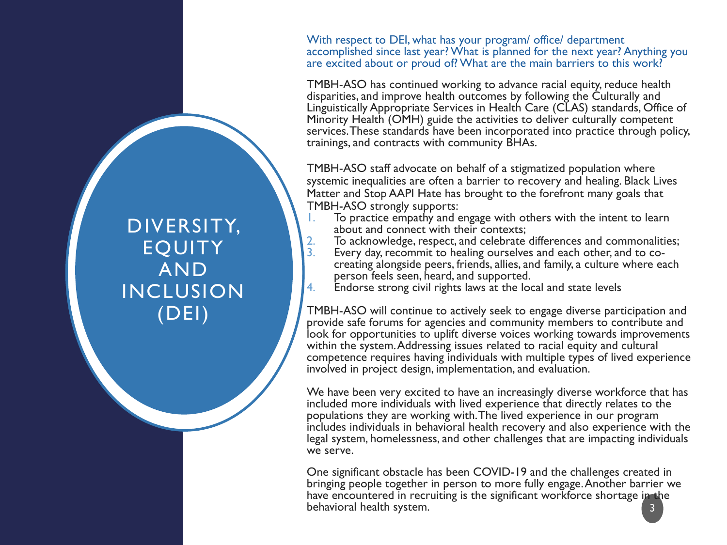# DIVERSITY, EQUITY AND INCLUSION (DEI)

With respect to DEI, what has your program/ office/ department accomplished since last year? What is planned for the next year? Anything you are excited about or proud of? What are the main barriers to this work?

TMBH-ASO has continued working to advance racial equity, reduce health disparities, and improve health outcomes by following the Culturally and Linguistically Appropriate Services in Health Care (CLAS) standards, Office of Minority Health (OMH) guide the activities to deliver culturally competent services. These standards have been incorporated into practice through policy, trainings, and contracts with community BHAs.

TMBH-ASO staff advocate on behalf of a stigmatized population where systemic inequalities are often a barrier to recovery and healing. Black Lives Matter and Stop AAPI Hate has brought to the forefront many goals that TMBH-ASO strongly supports:

1. To practice empathy and engage with others with the intent to learn about and connect with their contexts;
2. To acknowledge, respect, and celebrate differences and commonalities;
3. Every day, recommit to healing ourselves and each other, and to co-creating alongside peers, friends, allies, and family, a culture where each person feels seen, heard, and supported.
4. Endorse strong civil rights laws at the local and state levels

TMBH-ASO will continue to actively seek to engage diverse participation and provide safe forums for agencies and community members to contribute and look for opportunities to uplift diverse voices working towards improvements within the system. Addressing issues related to racial equity and cultural competence requires having individuals with multiple types of lived experience involved in project design, implementation, and evaluation.

We have been very excited to have an increasingly diverse workforce that has included more individuals with lived experience that directly relates to the populations they are working with. The lived experience in our program includes individuals in behavioral health recovery and also experience with the legal system, homelessness, and other challenges that are impacting individuals we serve.

One significant obstacle has been COVID-19 and the challenges created in bringing people together in person to more fully engage. Another barrier we have encountered in recruiting is the significant workforce shortage in the behavioral health system.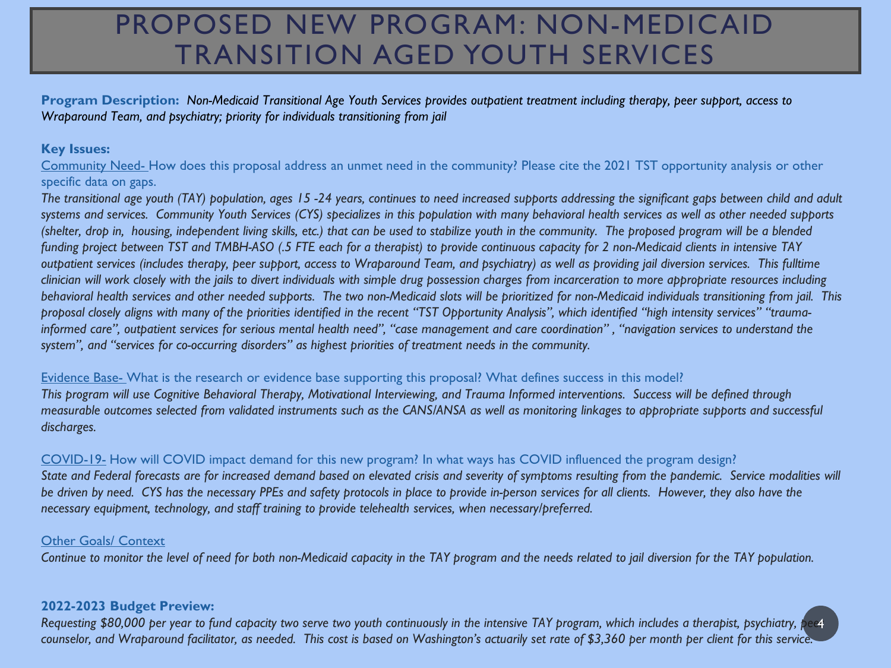# PROPOSED NEW PROGRAM: NON-MEDICAID TRANSITION AGED YOUTH SERVICES

**Program Description:** *Non-Medicaid Transitional Age Youth Services provides outpatient treatment including therapy, peer support, access to Wraparound Team, and psychiatry; priority for individuals transitioning from jail*

**Key Issues:**

Community Need- How does this proposal address an unmet need in the community? Please cite the 2021 TST opportunity analysis or other specific data on gaps.

*The transitional age youth (TAY) population, ages 15 -24 years, continues to need increased supports addressing the significant gaps between child and adult systems and services. Community Youth Services (CYS) specializes in this population with many behavioral health services as well as other needed supports (shelter, drop in, housing, independent living skills, etc.) that can be used to stabilize youth in the community. The proposed program will be a blended funding project between TST and TMBH-ASO (.5 FTE each for a therapist) to provide continuous capacity for 2 non-Medicaid clients in intensive TAY outpatient services (includes therapy, peer support, access to Wraparound Team, and psychiatry) as well as providing jail diversion services. This fulltime clinician will work closely with the jails to divert individuals with simple drug possession charges from incarceration to more appropriate resources including behavioral health services and other needed supports. The two non-Medicaid slots will be prioritized for non-Medicaid individuals transitioning from jail. This proposal closely aligns with many of the priorities identified in the recent "TST Opportunity Analysis", which identified "high intensity services" "trauma-informed care", outpatient services for serious mental health need", "case management and care coordination" , "navigation services to understand the system", and "services for co-occurring disorders" as highest priorities of treatment needs in the community.*

Evidence Base- What is the research or evidence base supporting this proposal? What defines success in this model?

*This program will use Cognitive Behavioral Therapy, Motivational Interviewing, and Trauma Informed interventions. Success will be defined through measurable outcomes selected from validated instruments such as the CANS/ANSA as well as monitoring linkages to appropriate supports and successful discharges.*

COVID-19- How will COVID impact demand for this new program? In what ways has COVID influenced the program design?

*State and Federal forecasts are for increased demand based on elevated crisis and severity of symptoms resulting from the pandemic. Service modalities will be driven by need. CYS has the necessary PPEs and safety protocols in place to provide in-person services for all clients. However, they also have the necessary equipment, technology, and staff training to provide telehealth services, when necessary/preferred.*

Other Goals/ Context

*Continue to monitor the level of need for both non-Medicaid capacity in the TAY program and the needs related to jail diversion for the TAY population.*

**2022-2023 Budget Preview:**

*Requesting $80,000 per year to fund capacity two serve two youth continuously in the intensive TAY program, which includes a therapist, psychiatry, peer counselor, and Wraparound facilitator, as needed. This cost is based on Washington's actuarily set rate of $3,360 per month per client for this service.*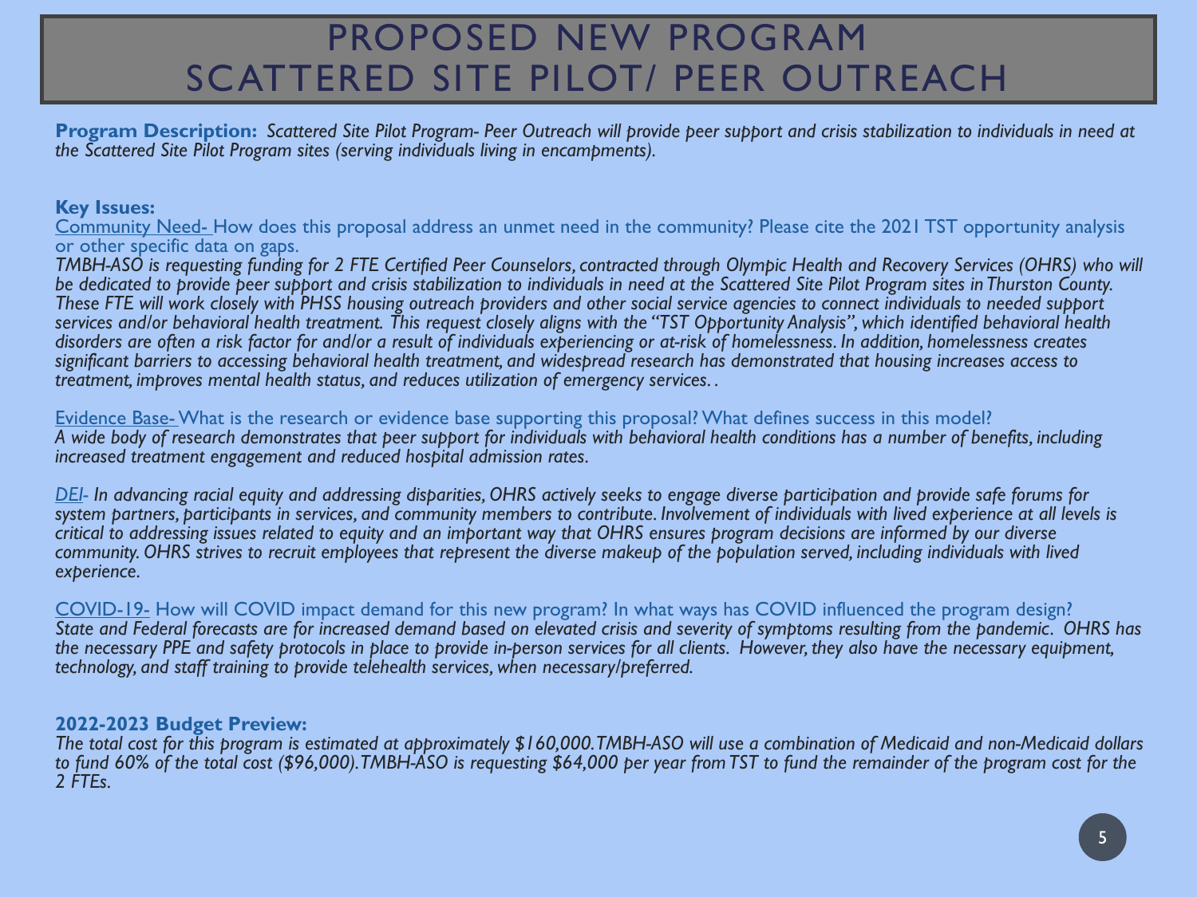# PROPOSED NEW PROGRAM
# SCATTERED SITE PILOT/ PEER OUTREACH

**Program Description:** *Scattered Site Pilot Program- Peer Outreach will provide peer support and crisis stabilization to individuals in need at the Scattered Site Pilot Program sites (serving individuals living in encampments).*

**Key Issues:**

Community Need- How does this proposal address an unmet need in the community? Please cite the 2021 TST opportunity analysis or other specific data on gaps.

*TMBH-ASO is requesting funding for 2 FTE Certified Peer Counselors, contracted through Olympic Health and Recovery Services (OHRS) who will be dedicated to provide peer support and crisis stabilization to individuals in need at the Scattered Site Pilot Program sites in Thurston County. These FTE will work closely with PHSS housing outreach providers and other social service agencies to connect individuals to needed support services and/or behavioral health treatment. This request closely aligns with the "TST Opportunity Analysis", which identified behavioral health disorders are often a risk factor for and/or a result of individuals experiencing or at-risk of homelessness. In addition, homelessness creates significant barriers to accessing behavioral health treatment, and widespread research has demonstrated that housing increases access to treatment, improves mental health status, and reduces utilization of emergency services. .*

Evidence Base- What is the research or evidence base supporting this proposal? What defines success in this model?

*A wide body of research demonstrates that peer support for individuals with behavioral health conditions has a number of benefits, including increased treatment engagement and reduced hospital admission rates.*

*DEI- In advancing racial equity and addressing disparities, OHRS actively seeks to engage diverse participation and provide safe forums for system partners, participants in services, and community members to contribute. Involvement of individuals with lived experience at all levels is critical to addressing issues related to equity and an important way that OHRS ensures program decisions are informed by our diverse community. OHRS strives to recruit employees that represent the diverse makeup of the population served, including individuals with lived experience.*

COVID-19- How will COVID impact demand for this new program? In what ways has COVID influenced the program design?

*State and Federal forecasts are for increased demand based on elevated crisis and severity of symptoms resulting from the pandemic. OHRS has the necessary PPE and safety protocols in place to provide in-person services for all clients. However, they also have the necessary equipment, technology, and staff training to provide telehealth services, when necessary/preferred.*

**2022-2023 Budget Preview:**

*The total cost for this program is estimated at approximately $160,000. TMBH-ASO will use a combination of Medicaid and non-Medicaid dollars to fund 60% of the total cost ($96,000). TMBH-ASO is requesting $64,000 per year from TST to fund the remainder of the program cost for the 2 FTEs.*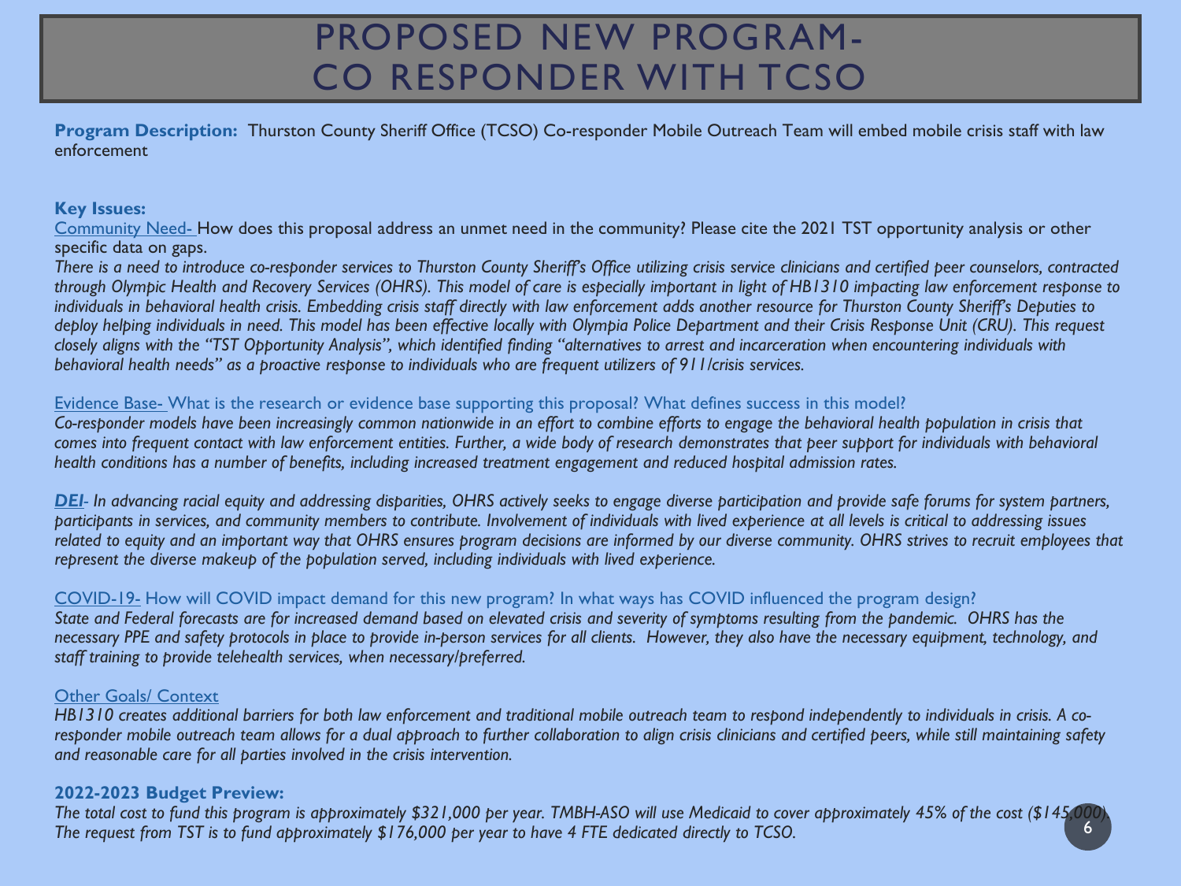# PROPOSED NEW PROGRAM- CO RESPONDER WITH TCSO

**Program Description:** Thurston County Sheriff Office (TCSO) Co-responder Mobile Outreach Team will embed mobile crisis staff with law enforcement

**Key Issues:**

Community Need- How does this proposal address an unmet need in the community? Please cite the 2021 TST opportunity analysis or other specific data on gaps.

*There is a need to introduce co-responder services to Thurston County Sheriff's Office utilizing crisis service clinicians and certified peer counselors, contracted through Olympic Health and Recovery Services (OHRS). This model of care is especially important in light of HB1310 impacting law enforcement response to individuals in behavioral health crisis. Embedding crisis staff directly with law enforcement adds another resource for Thurston County Sheriff's Deputies to deploy helping individuals in need. This model has been effective locally with Olympia Police Department and their Crisis Response Unit (CRU). This request closely aligns with the "TST Opportunity Analysis", which identified finding "alternatives to arrest and incarceration when encountering individuals with behavioral health needs" as a proactive response to individuals who are frequent utilizers of 911/crisis services.*

Evidence Base- What is the research or evidence base supporting this proposal? What defines success in this model?

*Co-responder models have been increasingly common nationwide in an effort to combine efforts to engage the behavioral health population in crisis that comes into frequent contact with law enforcement entities. Further, a wide body of research demonstrates that peer support for individuals with behavioral health conditions has a number of benefits, including increased treatment engagement and reduced hospital admission rates.*

***DEI***- *In advancing racial equity and addressing disparities, OHRS actively seeks to engage diverse participation and provide safe forums for system partners, participants in services, and community members to contribute. Involvement of individuals with lived experience at all levels is critical to addressing issues related to equity and an important way that OHRS ensures program decisions are informed by our diverse community. OHRS strives to recruit employees that represent the diverse makeup of the population served, including individuals with lived experience.*

COVID-19- How will COVID impact demand for this new program? In what ways has COVID influenced the program design?

*State and Federal forecasts are for increased demand based on elevated crisis and severity of symptoms resulting from the pandemic. OHRS has the necessary PPE and safety protocols in place to provide in-person services for all clients. However, they also have the necessary equipment, technology, and staff training to provide telehealth services, when necessary/preferred.*

Other Goals/ Context

*HB1310 creates additional barriers for both law enforcement and traditional mobile outreach team to respond independently to individuals in crisis. A co-responder mobile outreach team allows for a dual approach to further collaboration to align crisis clinicians and certified peers, while still maintaining safety and reasonable care for all parties involved in the crisis intervention.*

**2022-2023 Budget Preview:**

*The total cost to fund this program is approximately $321,000 per year. TMBH-ASO will use Medicaid to cover approximately 45% of the cost ($145,000). The request from TST is to fund approximately $176,000 per year to have 4 FTE dedicated directly to TCSO.*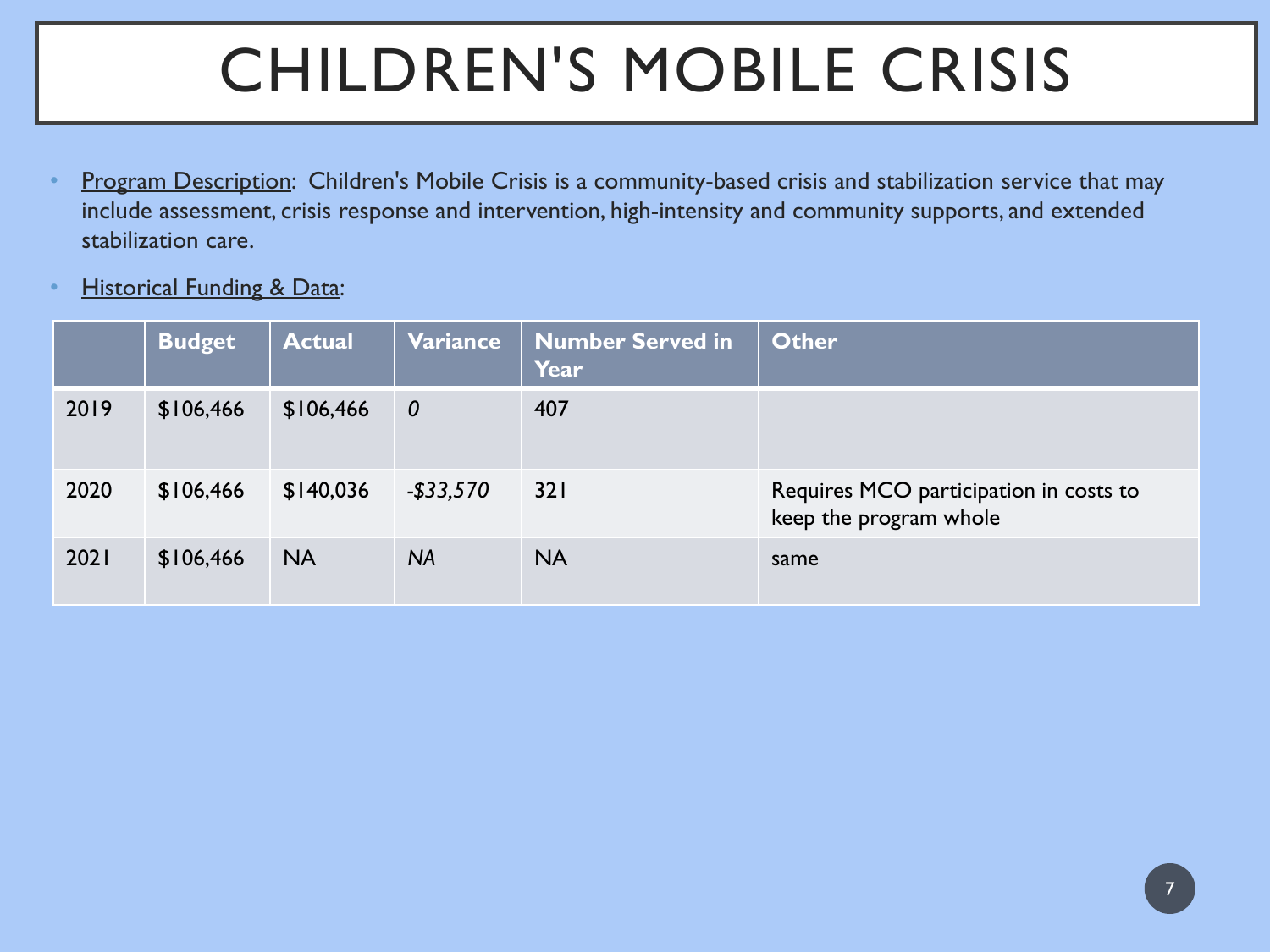# CHILDREN'S MOBILE CRISIS

- Program Description: Children's Mobile Crisis is a community-based crisis and stabilization service that may include assessment, crisis response and intervention, high-intensity and community supports, and extended stabilization care.
- Historical Funding & Data:

| | Budget | Actual | Variance | Number Served in Year | Other |
|---|---|---|---|---|---|
| 2019 | $106,466 | $106,466 | *0* | 407 | |
| 2020 | $106,466 | $140,036 | *-$33,570* | 321 | Requires MCO participation in costs to keep the program whole |
| 2021 | $106,466 | NA | *NA* | NA | same |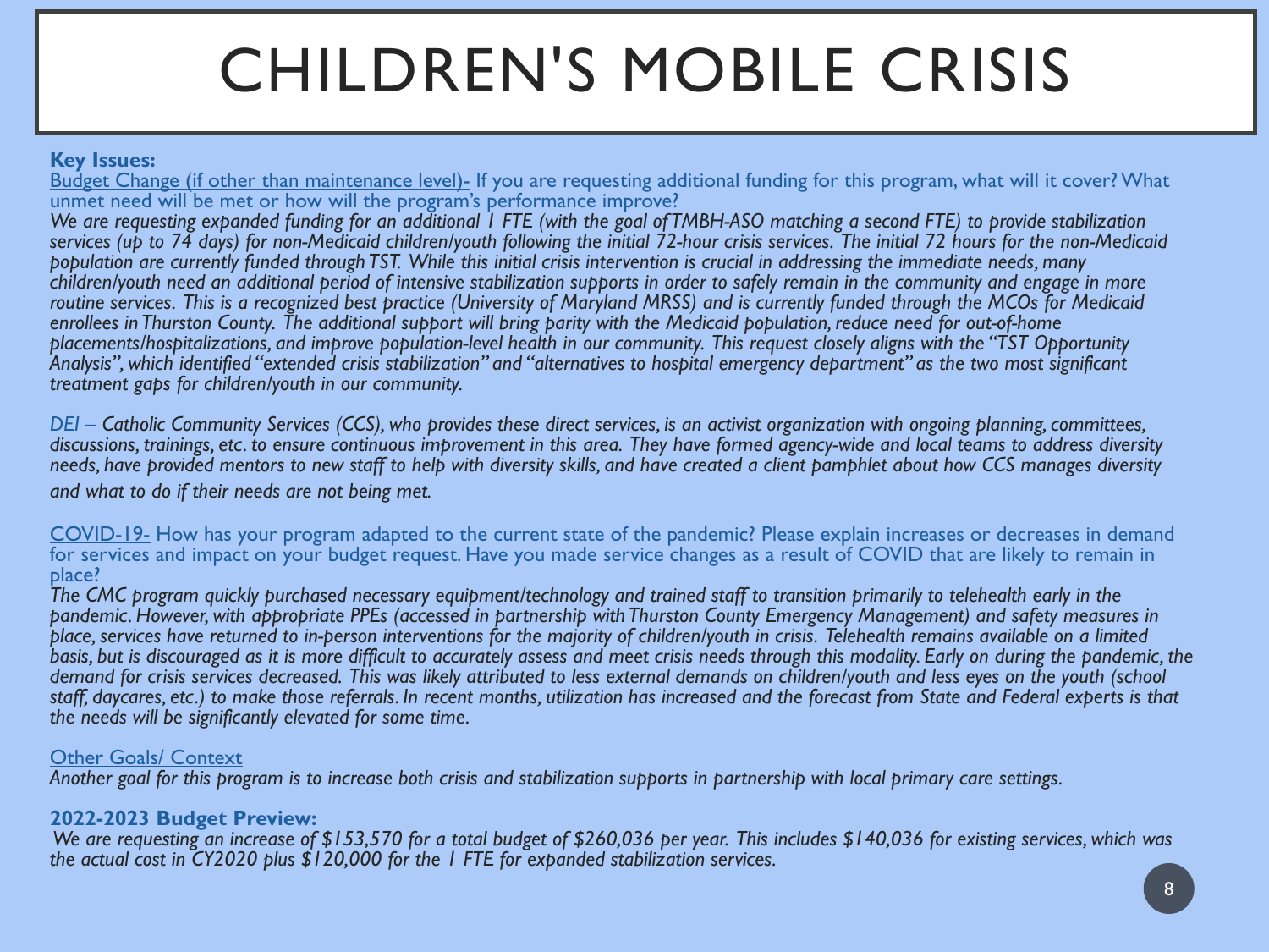# CHILDREN'S MOBILE CRISIS

**Key Issues:**

Budget Change (if other than maintenance level)- If you are requesting additional funding for this program, what will it cover? What unmet need will be met or how will the program's performance improve?

*We are requesting expanded funding for an additional 1 FTE (with the goal of TMBH-ASO matching a second FTE) to provide stabilization services (up to 74 days) for non-Medicaid children/youth following the initial 72-hour crisis services. The initial 72 hours for the non-Medicaid population are currently funded through TST. While this initial crisis intervention is crucial in addressing the immediate needs, many children/youth need an additional period of intensive stabilization supports in order to safely remain in the community and engage in more routine services. This is a recognized best practice (University of Maryland MRSS) and is currently funded through the MCOs for Medicaid enrollees in Thurston County. The additional support will bring parity with the Medicaid population, reduce need for out-of-home placements/hospitalizations, and improve population-level health in our community. This request closely aligns with the "TST Opportunity Analysis", which identified "extended crisis stabilization" and "alternatives to hospital emergency department" as the two most significant treatment gaps for children/youth in our community.*

*DEI – Catholic Community Services (CCS), who provides these direct services, is an activist organization with ongoing planning, committees, discussions, trainings, etc. to ensure continuous improvement in this area. They have formed agency-wide and local teams to address diversity needs, have provided mentors to new staff to help with diversity skills, and have created a client pamphlet about how CCS manages diversity and what to do if their needs are not being met.*

COVID-19- How has your program adapted to the current state of the pandemic? Please explain increases or decreases in demand for services and impact on your budget request. Have you made service changes as a result of COVID that are likely to remain in place?

*The CMC program quickly purchased necessary equipment/technology and trained staff to transition primarily to telehealth early in the pandemic. However, with appropriate PPEs (accessed in partnership with Thurston County Emergency Management) and safety measures in place, services have returned to in-person interventions for the majority of children/youth in crisis. Telehealth remains available on a limited basis, but is discouraged as it is more difficult to accurately assess and meet crisis needs through this modality. Early on during the pandemic, the demand for crisis services decreased. This was likely attributed to less external demands on children/youth and less eyes on the youth (school staff, daycares, etc.) to make those referrals. In recent months, utilization has increased and the forecast from State and Federal experts is that the needs will be significantly elevated for some time.*

Other Goals/ Context

*Another goal for this program is to increase both crisis and stabilization supports in partnership with local primary care settings.*

**2022-2023 Budget Preview:**

*We are requesting an increase of $153,570 for a total budget of $260,036 per year. This includes $140,036 for existing services, which was the actual cost in CY2020 plus $120,000 for the 1 FTE for expanded stabilization services.*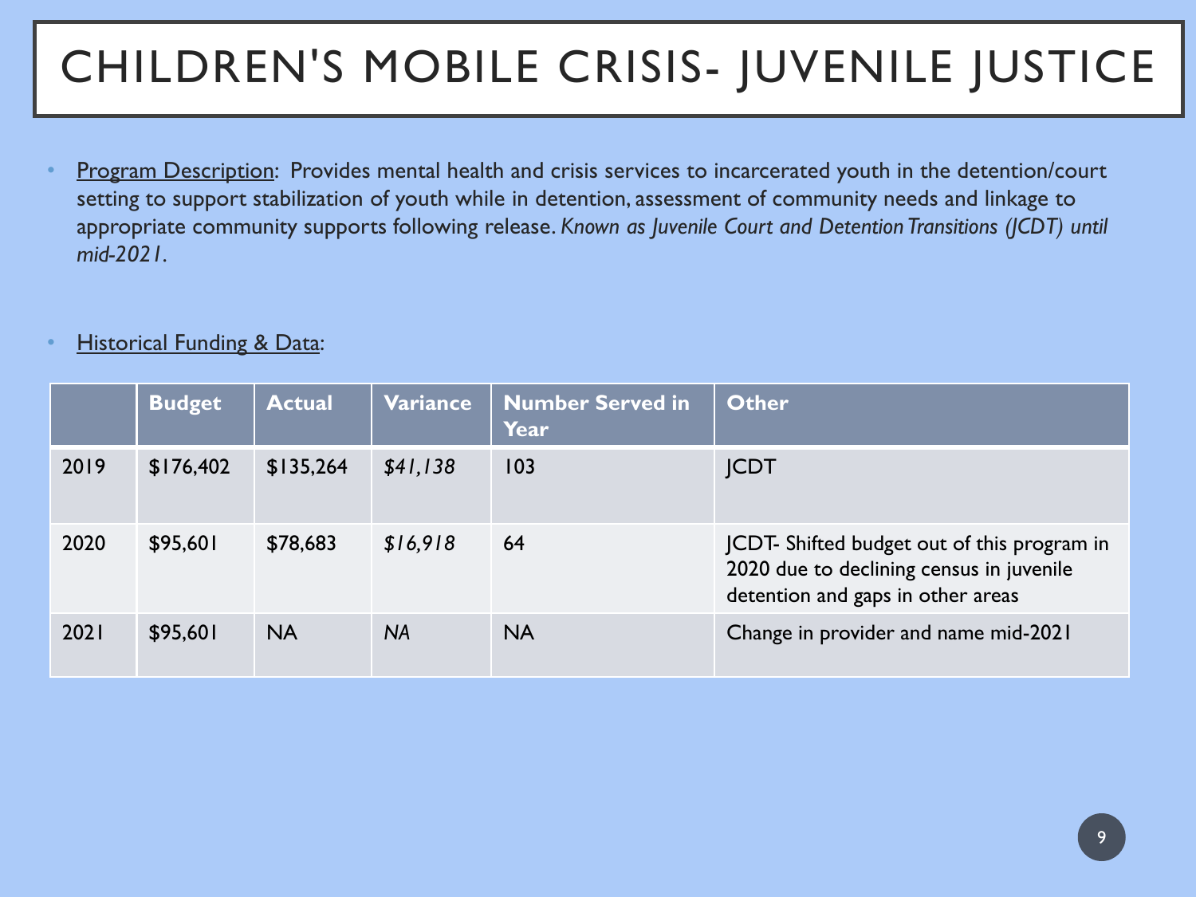# CHILDREN'S MOBILE CRISIS- JUVENILE JUSTICE

- Program Description: Provides mental health and crisis services to incarcerated youth in the detention/court setting to support stabilization of youth while in detention, assessment of community needs and linkage to appropriate community supports following release. *Known as Juvenile Court and Detention Transitions (JCDT) until mid-2021.*

- Historical Funding & Data:

| | Budget | Actual | Variance | Number Served in Year | Other |
|---|---|---|---|---|---|
| 2019 | $176,402 | $135,264 | *$41,138* | 103 | JCDT |
| 2020 | $95,601 | $78,683 | *$16,918* | 64 | JCDT- Shifted budget out of this program in 2020 due to declining census in juvenile detention and gaps in other areas |
| 2021 | $95,601 | NA | *NA* | NA | Change in provider and name mid-2021 |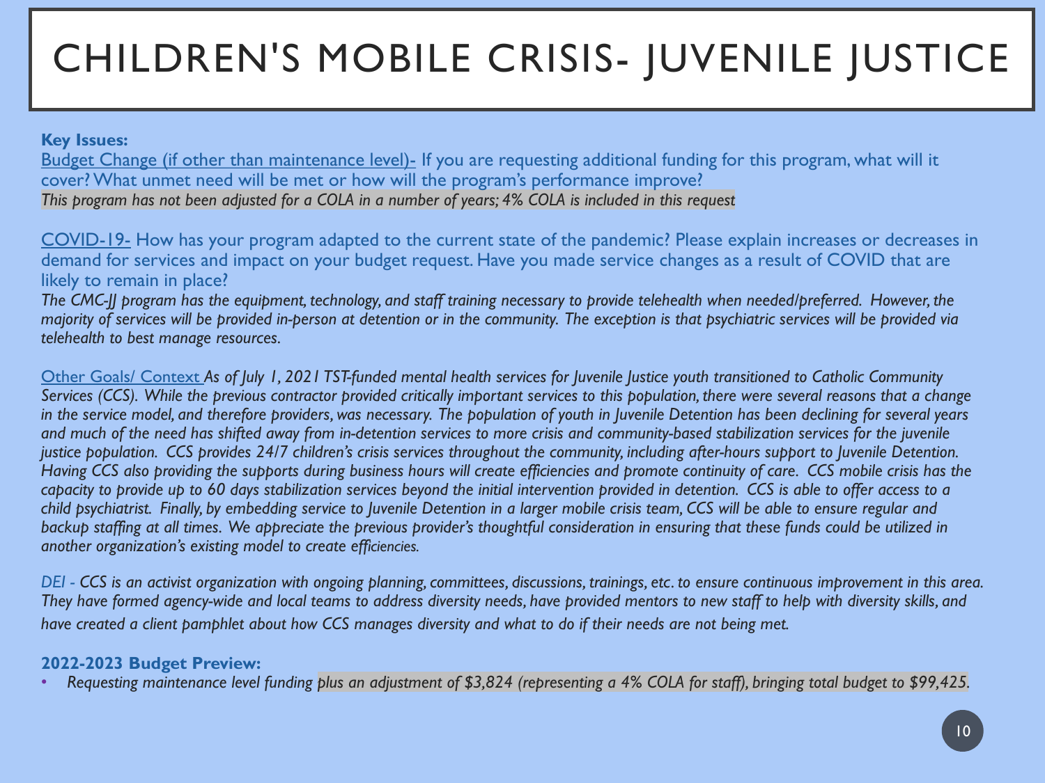# CHILDREN'S MOBILE CRISIS- JUVENILE JUSTICE

**Key Issues:**

Budget Change (if other than maintenance level)- If you are requesting additional funding for this program, what will it cover? What unmet need will be met or how will the program's performance improve?

*This program has not been adjusted for a COLA in a number of years; 4% COLA is included in this request*

COVID-19- How has your program adapted to the current state of the pandemic? Please explain increases or decreases in demand for services and impact on your budget request. Have you made service changes as a result of COVID that are likely to remain in place?

*The CMC-JJ program has the equipment, technology, and staff training necessary to provide telehealth when needed/preferred. However, the majority of services will be provided in-person at detention or in the community. The exception is that psychiatric services will be provided via telehealth to best manage resources.*

Other Goals/ Context *As of July 1, 2021 TST-funded mental health services for Juvenile Justice youth transitioned to Catholic Community Services (CCS). While the previous contractor provided critically important services to this population, there were several reasons that a change in the service model, and therefore providers, was necessary. The population of youth in Juvenile Detention has been declining for several years and much of the need has shifted away from in-detention services to more crisis and community-based stabilization services for the juvenile justice population. CCS provides 24/7 children's crisis services throughout the community, including after-hours support to Juvenile Detention. Having CCS also providing the supports during business hours will create efficiencies and promote continuity of care. CCS mobile crisis has the capacity to provide up to 60 days stabilization services beyond the initial intervention provided in detention. CCS is able to offer access to a child psychiatrist. Finally, by embedding service to Juvenile Detention in a larger mobile crisis team, CCS will be able to ensure regular and backup staffing at all times. We appreciate the previous provider's thoughtful consideration in ensuring that these funds could be utilized in another organization's existing model to create efficiencies.*

*DEI - CCS is an activist organization with ongoing planning, committees, discussions, trainings, etc. to ensure continuous improvement in this area. They have formed agency-wide and local teams to address diversity needs, have provided mentors to new staff to help with diversity skills, and have created a client pamphlet about how CCS manages diversity and what to do if their needs are not being met.*

**2022-2023 Budget Preview:**

- *Requesting maintenance level funding plus an adjustment of $3,824 (representing a 4% COLA for staff), bringing total budget to $99,425.*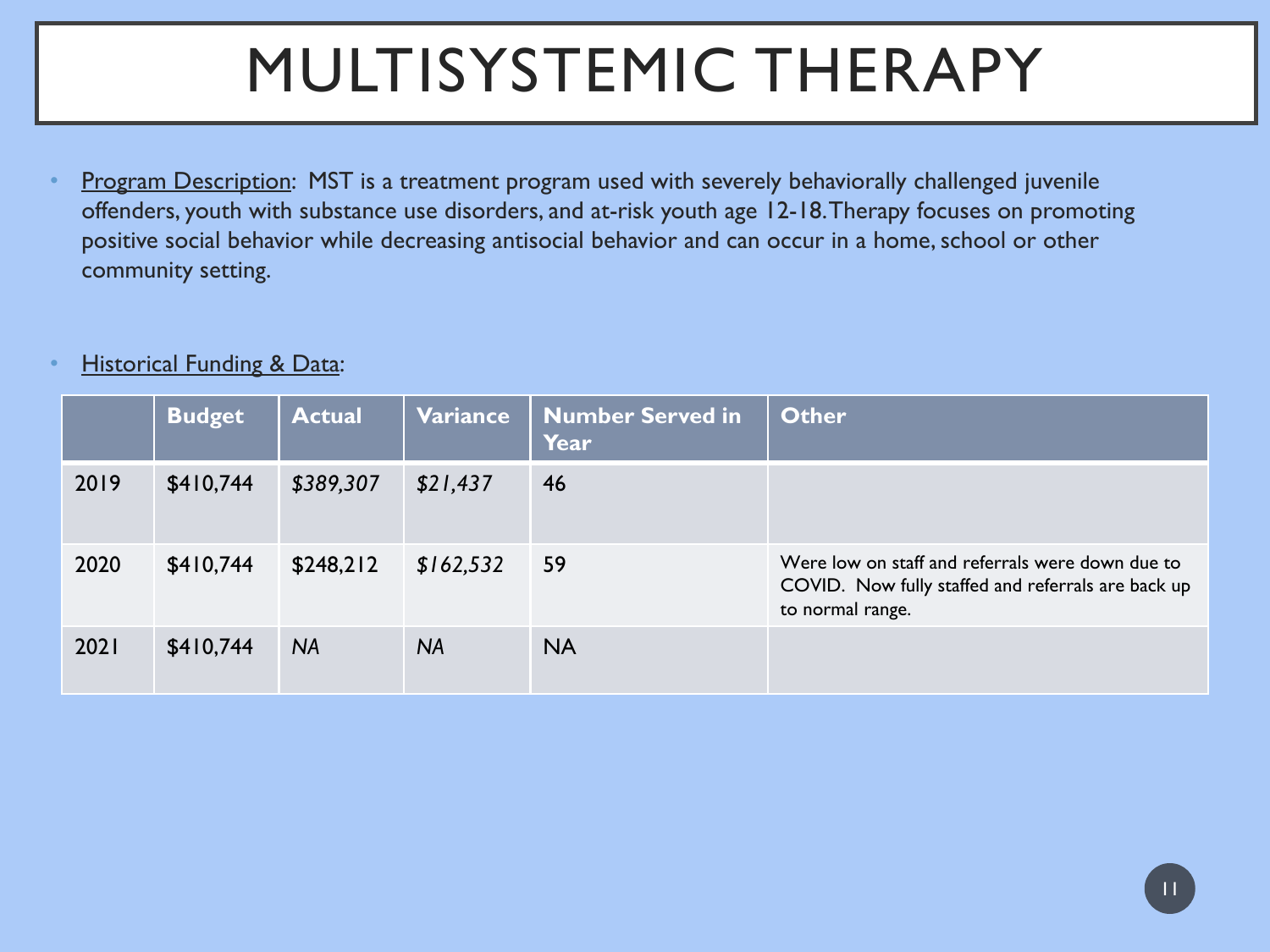# MULTISYSTEMIC THERAPY

- Program Description: MST is a treatment program used with severely behaviorally challenged juvenile offenders, youth with substance use disorders, and at-risk youth age 12-18. Therapy focuses on promoting positive social behavior while decreasing antisocial behavior and can occur in a home, school or other community setting.

- Historical Funding & Data:

| | Budget | Actual | Variance | Number Served in Year | Other |
|---|---|---|---|---|---|
| 2019 | $410,744 | *$389,307* | *$21,437* | 46 | |
| 2020 | $410,744 | $248,212 | *$162,532* | 59 | Were low on staff and referrals were down due to COVID. Now fully staffed and referrals are back up to normal range. |
| 2021 | $410,744 | *NA* | *NA* | NA | |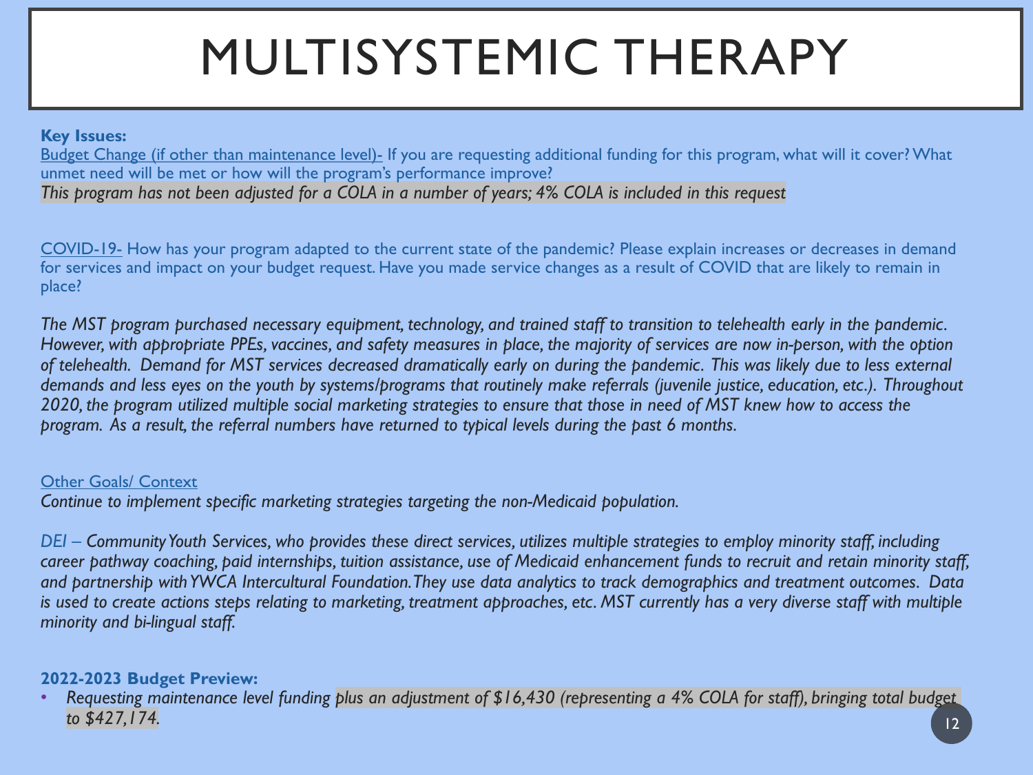# MULTISYSTEMIC THERAPY

**Key Issues:**

Budget Change (if other than maintenance level)- If you are requesting additional funding for this program, what will it cover? What unmet need will be met or how will the program's performance improve?

*This program has not been adjusted for a COLA in a number of years; 4% COLA is included in this request*

COVID-19- How has your program adapted to the current state of the pandemic? Please explain increases or decreases in demand for services and impact on your budget request. Have you made service changes as a result of COVID that are likely to remain in place?

*The MST program purchased necessary equipment, technology, and trained staff to transition to telehealth early in the pandemic. However, with appropriate PPEs, vaccines, and safety measures in place, the majority of services are now in-person, with the option of telehealth. Demand for MST services decreased dramatically early on during the pandemic. This was likely due to less external demands and less eyes on the youth by systems/programs that routinely make referrals (juvenile justice, education, etc.). Throughout 2020, the program utilized multiple social marketing strategies to ensure that those in need of MST knew how to access the program. As a result, the referral numbers have returned to typical levels during the past 6 months.*

Other Goals/ Context

*Continue to implement specific marketing strategies targeting the non-Medicaid population.*

*DEI – Community Youth Services, who provides these direct services, utilizes multiple strategies to employ minority staff, including career pathway coaching, paid internships, tuition assistance, use of Medicaid enhancement funds to recruit and retain minority staff, and partnership with YWCA Intercultural Foundation. They use data analytics to track demographics and treatment outcomes. Data is used to create actions steps relating to marketing, treatment approaches, etc. MST currently has a very diverse staff with multiple minority and bi-lingual staff.*

**2022-2023 Budget Preview:**

- *Requesting maintenance level funding plus an adjustment of $16,430 (representing a 4% COLA for staff), bringing total budget to $427,174.*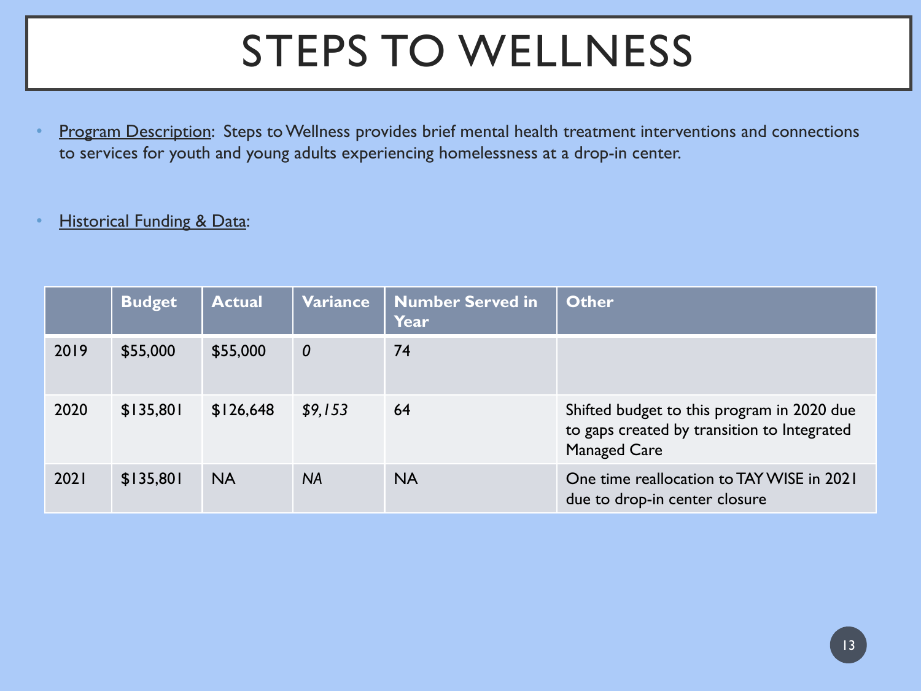# STEPS TO WELLNESS

- Program Description: Steps to Wellness provides brief mental health treatment interventions and connections to services for youth and young adults experiencing homelessness at a drop-in center.

- Historical Funding & Data:

| | Budget | Actual | Variance | Number Served in Year | Other |
|---|---|---|---|---|---|
| 2019 | $55,000 | $55,000 | *0* | 74 | |
| 2020 | $135,801 | $126,648 | *$9,153* | 64 | Shifted budget to this program in 2020 due to gaps created by transition to Integrated Managed Care |
| 2021 | $135,801 | NA | *NA* | NA | One time reallocation to TAY WISE in 2021 due to drop-in center closure |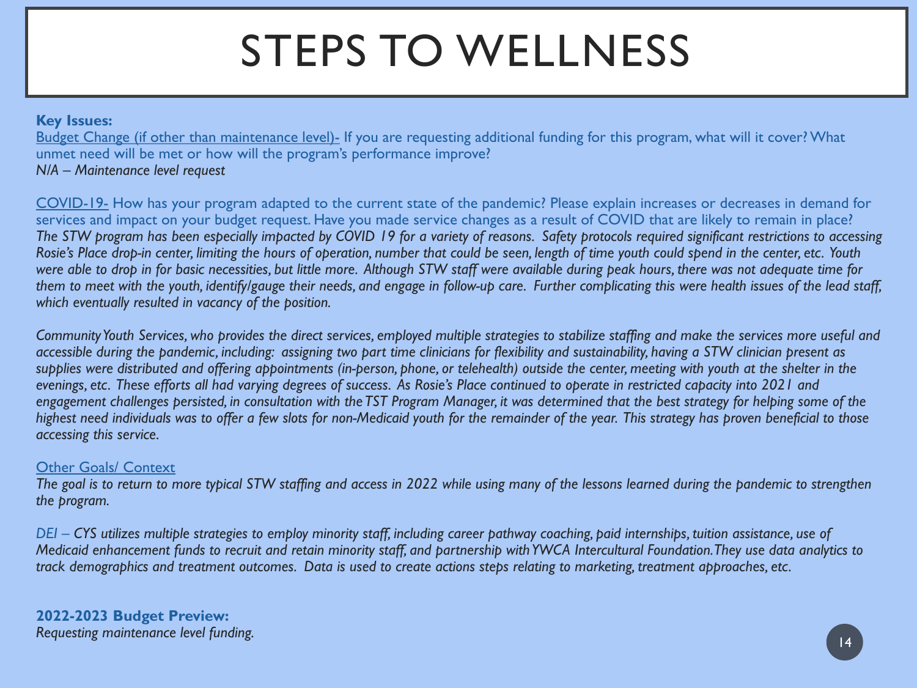# STEPS TO WELLNESS

**Key Issues:**

Budget Change (if other than maintenance level)- If you are requesting additional funding for this program, what will it cover? What unmet need will be met or how will the program's performance improve?
*N/A – Maintenance level request*

COVID-19- How has your program adapted to the current state of the pandemic? Please explain increases or decreases in demand for services and impact on your budget request. Have you made service changes as a result of COVID that are likely to remain in place?
*The STW program has been especially impacted by COVID 19 for a variety of reasons. Safety protocols required significant restrictions to accessing Rosie's Place drop-in center, limiting the hours of operation, number that could be seen, length of time youth could spend in the center, etc. Youth were able to drop in for basic necessities, but little more. Although STW staff were available during peak hours, there was not adequate time for them to meet with the youth, identify/gauge their needs, and engage in follow-up care. Further complicating this were health issues of the lead staff, which eventually resulted in vacancy of the position.*

*Community Youth Services, who provides the direct services, employed multiple strategies to stabilize staffing and make the services more useful and accessible during the pandemic, including: assigning two part time clinicians for flexibility and sustainability, having a STW clinician present as supplies were distributed and offering appointments (in-person, phone, or telehealth) outside the center, meeting with youth at the shelter in the evenings, etc. These efforts all had varying degrees of success. As Rosie's Place continued to operate in restricted capacity into 2021 and engagement challenges persisted, in consultation with the TST Program Manager, it was determined that the best strategy for helping some of the highest need individuals was to offer a few slots for non-Medicaid youth for the remainder of the year. This strategy has proven beneficial to those accessing this service.*

Other Goals/ Context
*The goal is to return to more typical STW staffing and access in 2022 while using many of the lessons learned during the pandemic to strengthen the program.*

*DEI – CYS utilizes multiple strategies to employ minority staff, including career pathway coaching, paid internships, tuition assistance, use of Medicaid enhancement funds to recruit and retain minority staff, and partnership with YWCA Intercultural Foundation. They use data analytics to track demographics and treatment outcomes. Data is used to create actions steps relating to marketing, treatment approaches, etc.*

**2022-2023 Budget Preview:**
*Requesting maintenance level funding.*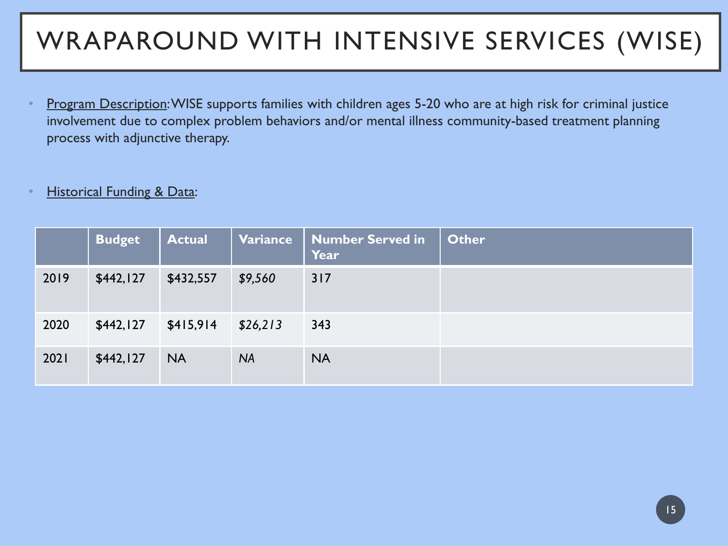# WRAPAROUND WITH INTENSIVE SERVICES (WISE)

- Program Description: WISE supports families with children ages 5-20 who are at high risk for criminal justice involvement due to complex problem behaviors and/or mental illness community-based treatment planning process with adjunctive therapy.

- Historical Funding & Data:

| | Budget | Actual | Variance | Number Served in Year | Other |
|---|---|---|---|---|---|
| 2019 | $442,127 | $432,557 | *$9,560* | 317 | |
| 2020 | $442,127 | $415,914 | *$26,213* | 343 | |
| 2021 | $442,127 | NA | *NA* | NA | |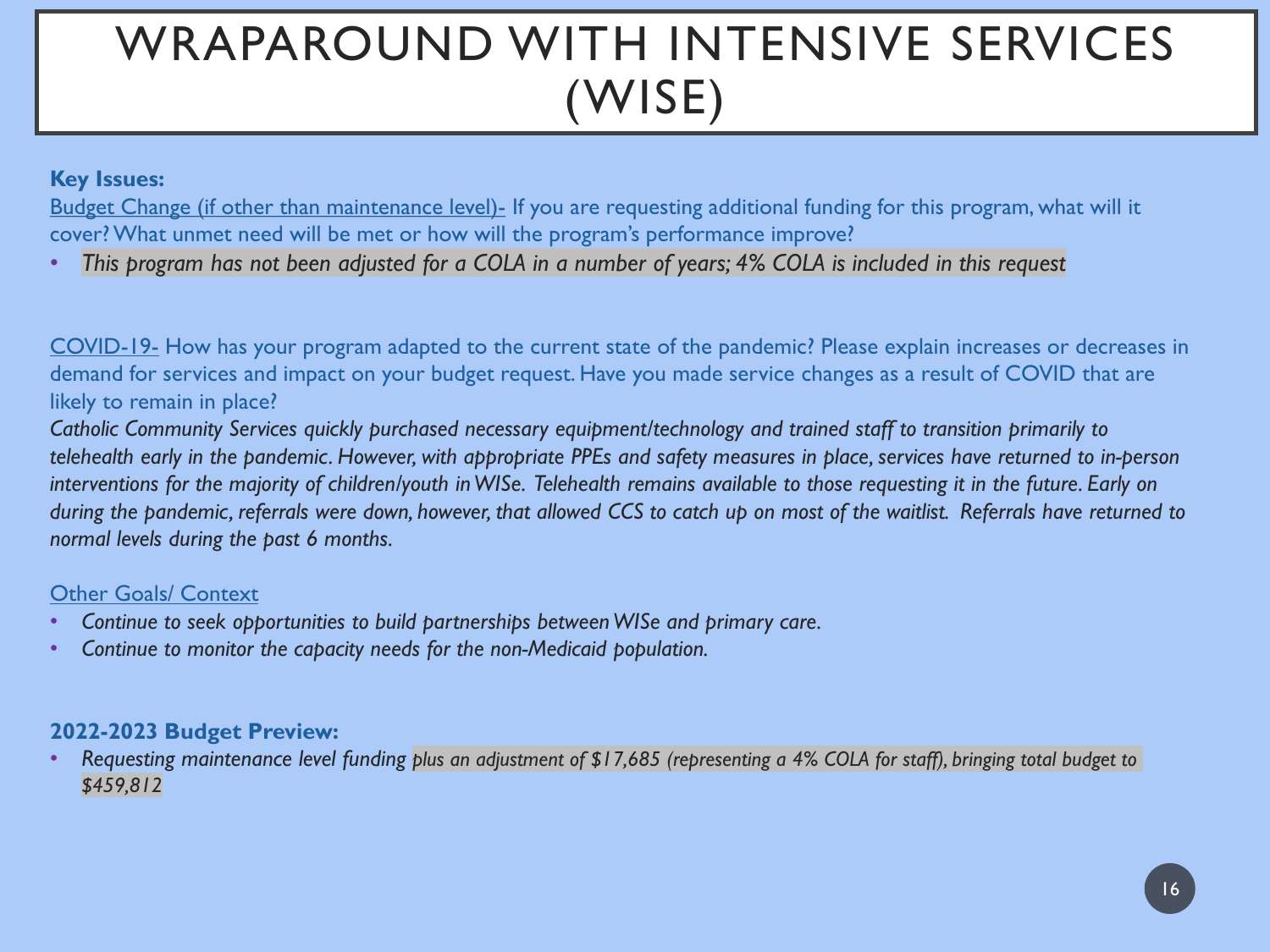# WRAPAROUND WITH INTENSIVE SERVICES (WISE)

**Key Issues:**

Budget Change (if other than maintenance level)- If you are requesting additional funding for this program, what will it cover? What unmet need will be met or how will the program's performance improve?

- *This program has not been adjusted for a COLA in a number of years; 4% COLA is included in this request*

COVID-19- How has your program adapted to the current state of the pandemic? Please explain increases or decreases in demand for services and impact on your budget request. Have you made service changes as a result of COVID that are likely to remain in place?

*Catholic Community Services quickly purchased necessary equipment/technology and trained staff to transition primarily to telehealth early in the pandemic. However, with appropriate PPEs and safety measures in place, services have returned to in-person interventions for the majority of children/youth in WISe. Telehealth remains available to those requesting it in the future. Early on during the pandemic, referrals were down, however, that allowed CCS to catch up on most of the waitlist. Referrals have returned to normal levels during the past 6 months.*

Other Goals/ Context

- *Continue to seek opportunities to build partnerships between WISe and primary care.*
- *Continue to monitor the capacity needs for the non-Medicaid population.*

**2022-2023 Budget Preview:**

- *Requesting maintenance level funding plus an adjustment of $17,685 (representing a 4% COLA for staff), bringing total budget to $459,812*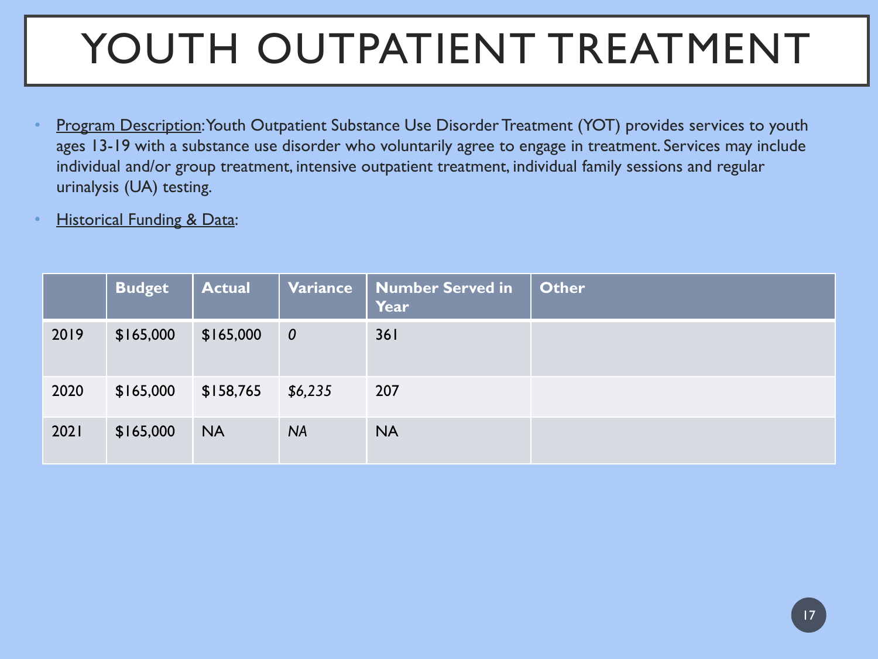# YOUTH OUTPATIENT TREATMENT

- Program Description: Youth Outpatient Substance Use Disorder Treatment (YOT) provides services to youth ages 13-19 with a substance use disorder who voluntarily agree to engage in treatment. Services may include individual and/or group treatment, intensive outpatient treatment, individual family sessions and regular urinalysis (UA) testing.
- Historical Funding & Data:

| | Budget | Actual | Variance | Number Served in Year | Other |
|---|---|---|---|---|---|
| 2019 | $165,000 | $165,000 | *0* | 361 | |
| 2020 | $165,000 | $158,765 | *$6,235* | 207 | |
| 2021 | $165,000 | NA | *NA* | NA | |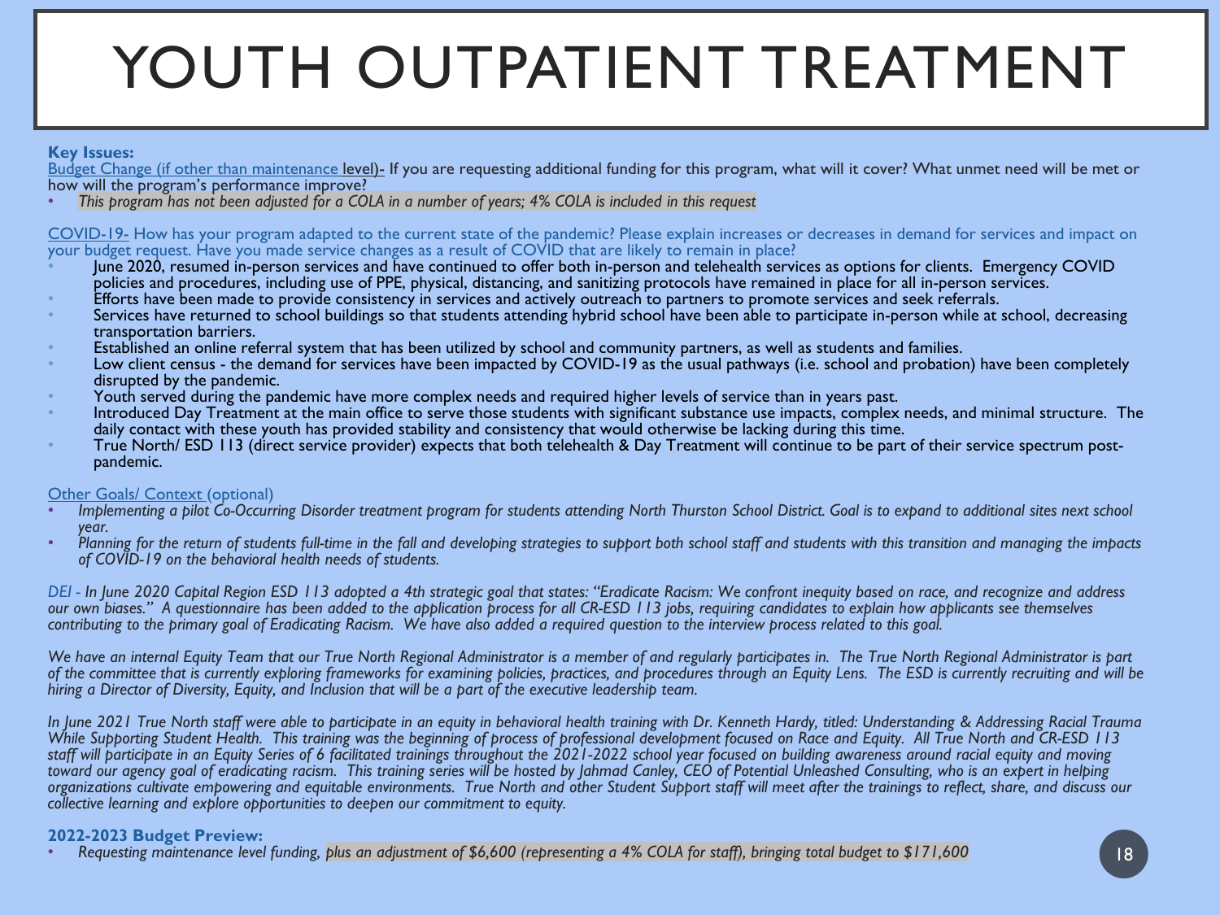# YOUTH OUTPATIENT TREATMENT

**Key Issues:**

Budget Change (if other than maintenance level)- If you are requesting additional funding for this program, what will it cover? What unmet need will be met or how will the program's performance improve?

- *This program has not been adjusted for a COLA in a number of years; 4% COLA is included in this request*

COVID-19- How has your program adapted to the current state of the pandemic? Please explain increases or decreases in demand for services and impact on your budget request. Have you made service changes as a result of COVID that are likely to remain in place?

- June 2020, resumed in-person services and have continued to offer both in-person and telehealth services as options for clients. Emergency COVID policies and procedures, including use of PPE, physical, distancing, and sanitizing protocols have remained in place for all in-person services.
- Efforts have been made to provide consistency in services and actively outreach to partners to promote services and seek referrals.
- Services have returned to school buildings so that students attending hybrid school have been able to participate in-person while at school, decreasing transportation barriers.
- Established an online referral system that has been utilized by school and community partners, as well as students and families.
- Low client census - the demand for services have been impacted by COVID-19 as the usual pathways (i.e. school and probation) have been completely disrupted by the pandemic.
- Youth served during the pandemic have more complex needs and required higher levels of service than in years past.
- Introduced Day Treatment at the main office to serve those students with significant substance use impacts, complex needs, and minimal structure. The daily contact with these youth has provided stability and consistency that would otherwise be lacking during this time.
- True North/ ESD 113 (direct service provider) expects that both telehealth & Day Treatment will continue to be part of their service spectrum post-pandemic.

Other Goals/ Context (optional)

- *Implementing a pilot Co-Occurring Disorder treatment program for students attending North Thurston School District. Goal is to expand to additional sites next school year.*
- *Planning for the return of students full-time in the fall and developing strategies to support both school staff and students with this transition and managing the impacts of COVID-19 on the behavioral health needs of students.*

*DEI - In June 2020 Capital Region ESD 113 adopted a 4th strategic goal that states: "Eradicate Racism: We confront inequity based on race, and recognize and address our own biases." A questionnaire has been added to the application process for all CR-ESD 113 jobs, requiring candidates to explain how applicants see themselves contributing to the primary goal of Eradicating Racism. We have also added a required question to the interview process related to this goal.*

*We have an internal Equity Team that our True North Regional Administrator is a member of and regularly participates in. The True North Regional Administrator is part of the committee that is currently exploring frameworks for examining policies, practices, and procedures through an Equity Lens. The ESD is currently recruiting and will be hiring a Director of Diversity, Equity, and Inclusion that will be a part of the executive leadership team.*

*In June 2021 True North staff were able to participate in an equity in behavioral health training with Dr. Kenneth Hardy, titled: Understanding & Addressing Racial Trauma While Supporting Student Health. This training was the beginning of process of professional development focused on Race and Equity. All True North and CR-ESD 113 staff will participate in an Equity Series of 6 facilitated trainings throughout the 2021-2022 school year focused on building awareness around racial equity and moving toward our agency goal of eradicating racism. This training series will be hosted by Jahmad Canley, CEO of Potential Unleashed Consulting, who is an expert in helping organizations cultivate empowering and equitable environments. True North and other Student Support staff will meet after the trainings to reflect, share, and discuss our collective learning and explore opportunities to deepen our commitment to equity.*

**2022-2023 Budget Preview:**

- *Requesting maintenance level funding, plus an adjustment of $6,600 (representing a 4% COLA for staff), bringing total budget to $171,600*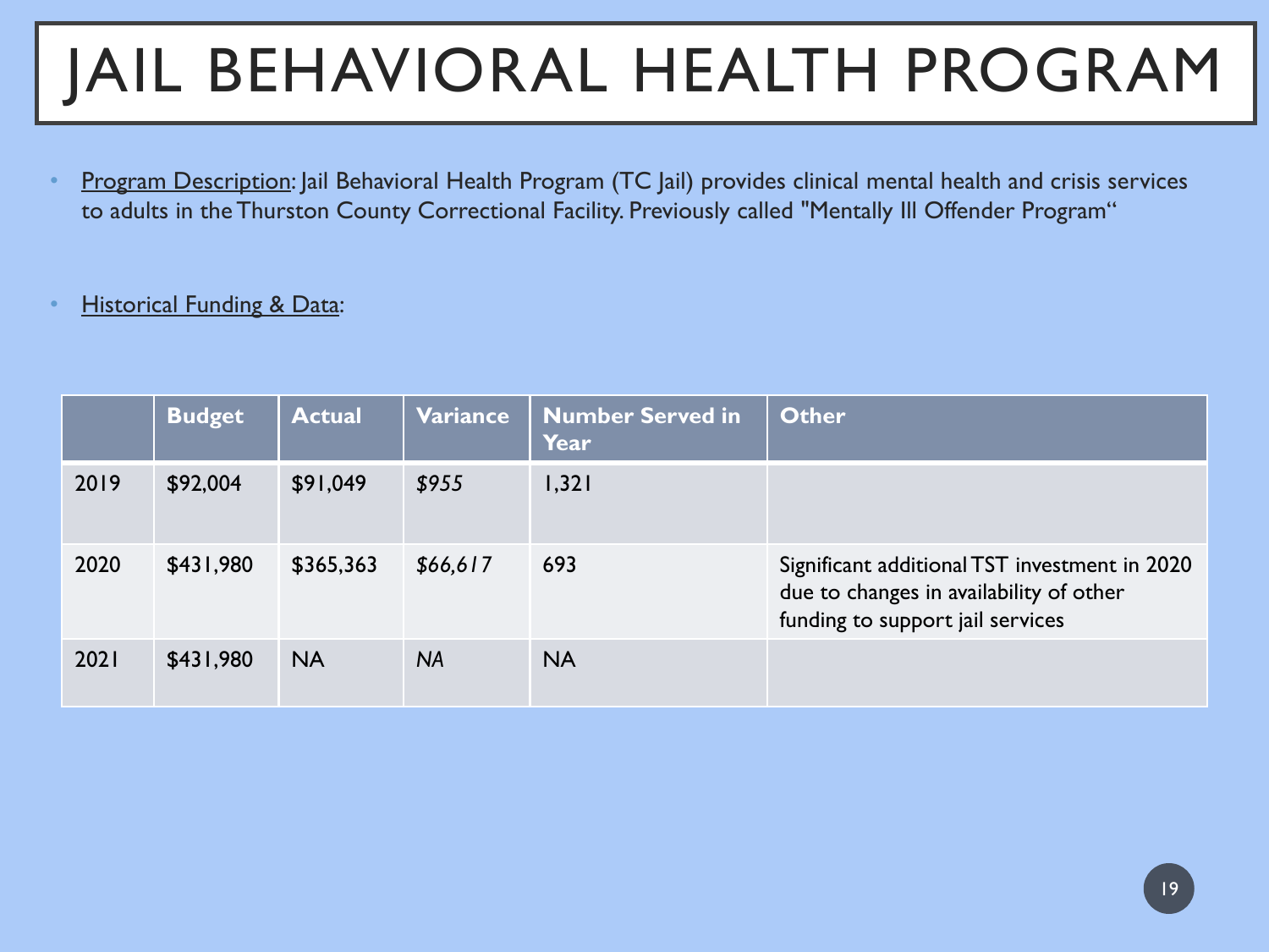# JAIL BEHAVIORAL HEALTH PROGRAM

- Program Description: Jail Behavioral Health Program (TC Jail) provides clinical mental health and crisis services to adults in the Thurston County Correctional Facility. Previously called "Mentally Ill Offender Program"

- Historical Funding & Data:

| | Budget | Actual | Variance | Number Served in Year | Other |
|---|---|---|---|---|---|
| 2019 | $92,004 | $91,049 | *$955* | 1,321 | |
| 2020 | $431,980 | $365,363 | *$66,617* | 693 | Significant additional TST investment in 2020 due to changes in availability of other funding to support jail services |
| 2021 | $431,980 | NA | *NA* | NA | |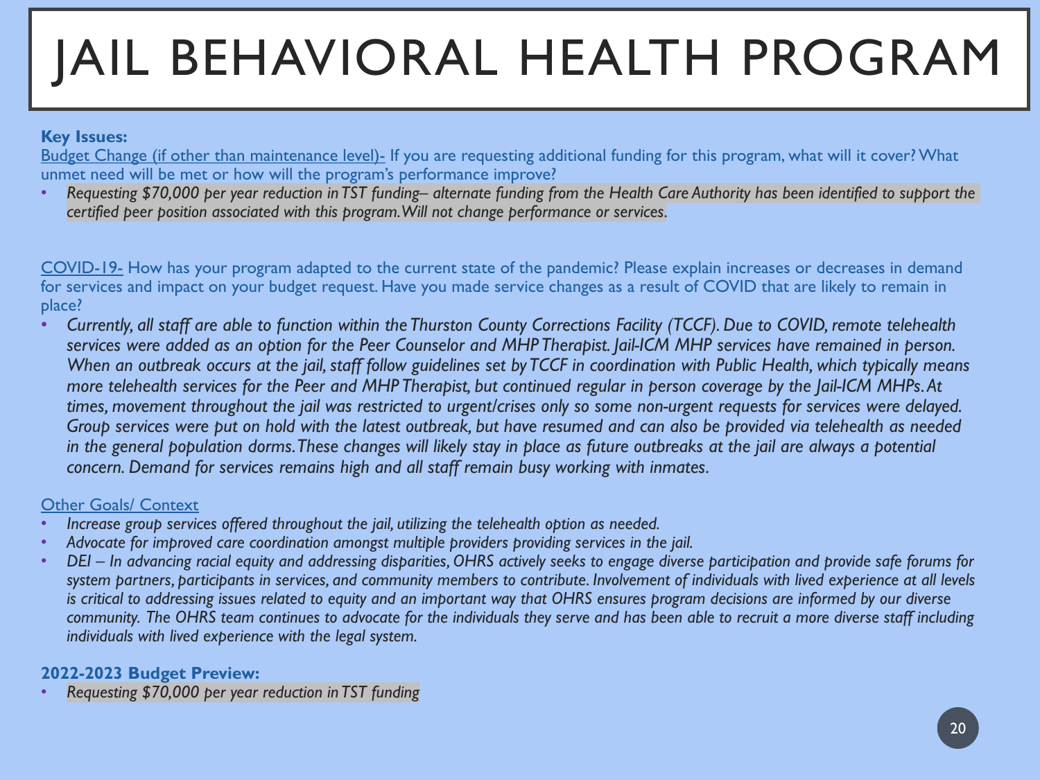# JAIL BEHAVIORAL HEALTH PROGRAM

**Key Issues:**

Budget Change (if other than maintenance level)- If you are requesting additional funding for this program, what will it cover? What unmet need will be met or how will the program's performance improve?

- *Requesting $70,000 per year reduction in TST funding– alternate funding from the Health Care Authority has been identified to support the certified peer position associated with this program. Will not change performance or services.*

COVID-19- How has your program adapted to the current state of the pandemic? Please explain increases or decreases in demand for services and impact on your budget request. Have you made service changes as a result of COVID that are likely to remain in place?

- *Currently, all staff are able to function within the Thurston County Corrections Facility (TCCF). Due to COVID, remote telehealth services were added as an option for the Peer Counselor and MHP Therapist. Jail-ICM MHP services have remained in person. When an outbreak occurs at the jail, staff follow guidelines set by TCCF in coordination with Public Health, which typically means more telehealth services for the Peer and MHP Therapist, but continued regular in person coverage by the Jail-ICM MHPs. At times, movement throughout the jail was restricted to urgent/crises only so some non-urgent requests for services were delayed. Group services were put on hold with the latest outbreak, but have resumed and can also be provided via telehealth as needed in the general population dorms. These changes will likely stay in place as future outbreaks at the jail are always a potential concern. Demand for services remains high and all staff remain busy working with inmates.*

Other Goals/ Context

- *Increase group services offered throughout the jail, utilizing the telehealth option as needed.*
- *Advocate for improved care coordination amongst multiple providers providing services in the jail.*
- *DEI – In advancing racial equity and addressing disparities, OHRS actively seeks to engage diverse participation and provide safe forums for system partners, participants in services, and community members to contribute. Involvement of individuals with lived experience at all levels is critical to addressing issues related to equity and an important way that OHRS ensures program decisions are informed by our diverse community. The OHRS team continues to advocate for the individuals they serve and has been able to recruit a more diverse staff including individuals with lived experience with the legal system.*

**2022-2023 Budget Preview:**

- *Requesting $70,000 per year reduction in TST funding*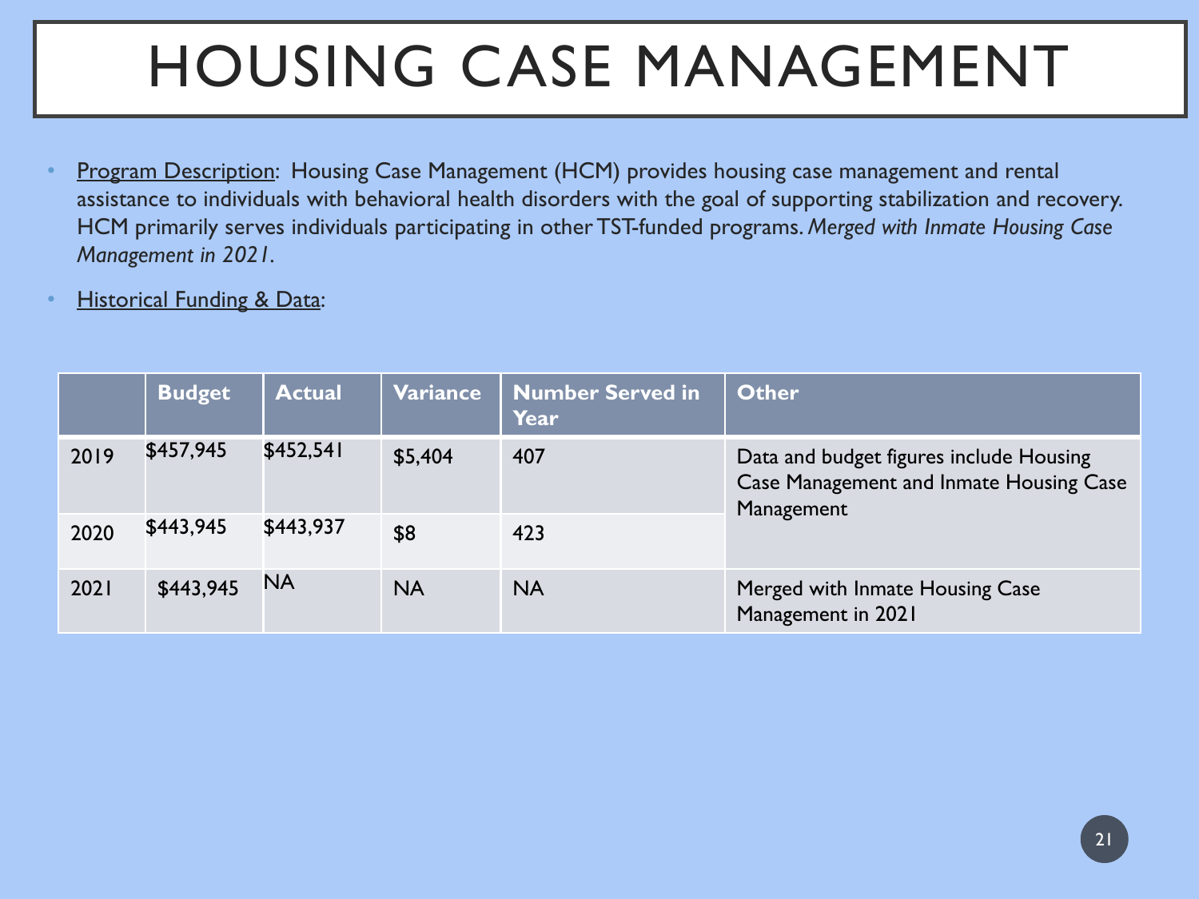# HOUSING CASE MANAGEMENT

- <u>Program Description</u>: Housing Case Management (HCM) provides housing case management and rental assistance to individuals with behavioral health disorders with the goal of supporting stabilization and recovery. HCM primarily serves individuals participating in other TST-funded programs. *Merged with Inmate Housing Case Management in 2021*.
- <u>Historical Funding & Data</u>:

| | Budget | Actual | Variance | Number Served in Year | Other |
|---|---|---|---|---|---|
| 2019 | $457,945 | $452,541 | $5,404 | 407 | Data and budget figures include Housing Case Management and Inmate Housing Case Management |
| 2020 | $443,945 | $443,937 | $8 | 423 | |
| 2021 | $443,945 | NA | NA | NA | Merged with Inmate Housing Case Management in 2021 |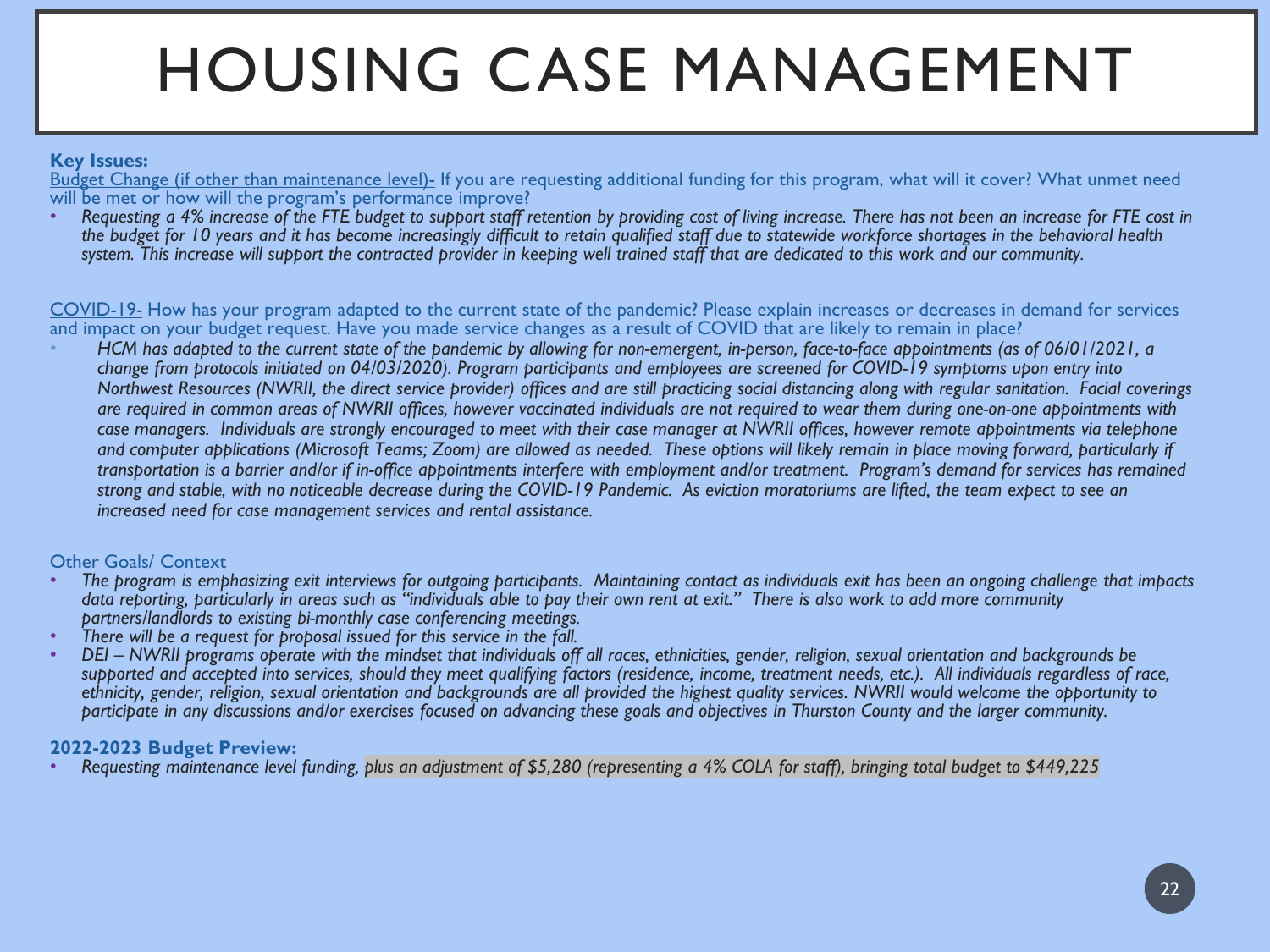# HOUSING CASE MANAGEMENT

**Key Issues:**

Budget Change (if other than maintenance level)- If you are requesting additional funding for this program, what will it cover? What unmet need will be met or how will the program's performance improve?

- *Requesting a 4% increase of the FTE budget to support staff retention by providing cost of living increase. There has not been an increase for FTE cost in the budget for 10 years and it has become increasingly difficult to retain qualified staff due to statewide workforce shortages in the behavioral health system. This increase will support the contracted provider in keeping well trained staff that are dedicated to this work and our community.*

COVID-19- How has your program adapted to the current state of the pandemic? Please explain increases or decreases in demand for services and impact on your budget request. Have you made service changes as a result of COVID that are likely to remain in place?

- *HCM has adapted to the current state of the pandemic by allowing for non-emergent, in-person, face-to-face appointments (as of 06/01/2021, a change from protocols initiated on 04/03/2020). Program participants and employees are screened for COVID-19 symptoms upon entry into Northwest Resources (NWRII, the direct service provider) offices and are still practicing social distancing along with regular sanitation. Facial coverings are required in common areas of NWRII offices, however vaccinated individuals are not required to wear them during one-on-one appointments with case managers. Individuals are strongly encouraged to meet with their case manager at NWRII offices, however remote appointments via telephone and computer applications (Microsoft Teams; Zoom) are allowed as needed. These options will likely remain in place moving forward, particularly if transportation is a barrier and/or if in-office appointments interfere with employment and/or treatment. Program's demand for services has remained strong and stable, with no noticeable decrease during the COVID-19 Pandemic. As eviction moratoriums are lifted, the team expect to see an increased need for case management services and rental assistance.*

Other Goals/ Context

- *The program is emphasizing exit interviews for outgoing participants. Maintaining contact as individuals exit has been an ongoing challenge that impacts data reporting, particularly in areas such as "individuals able to pay their own rent at exit." There is also work to add more community partners/landlords to existing bi-monthly case conferencing meetings.*
- *There will be a request for proposal issued for this service in the fall.*
- *DEI – NWRII programs operate with the mindset that individuals off all races, ethnicities, gender, religion, sexual orientation and backgrounds be supported and accepted into services, should they meet qualifying factors (residence, income, treatment needs, etc.). All individuals regardless of race, ethnicity, gender, religion, sexual orientation and backgrounds are all provided the highest quality services. NWRII would welcome the opportunity to participate in any discussions and/or exercises focused on advancing these goals and objectives in Thurston County and the larger community.*

**2022-2023 Budget Preview:**

- *Requesting maintenance level funding, plus an adjustment of $5,280 (representing a 4% COLA for staff), bringing total budget to $449,225*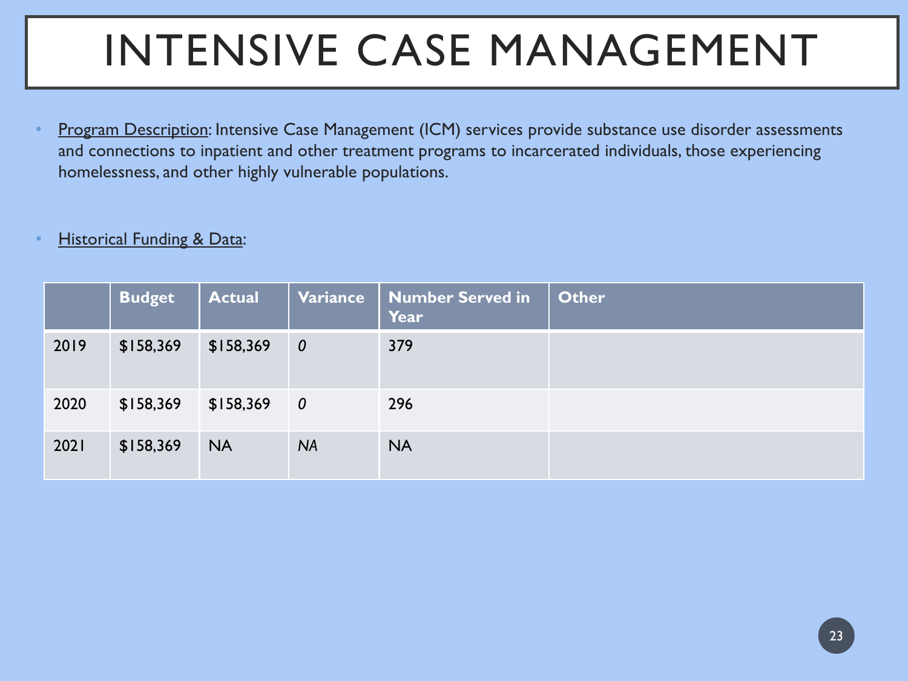# INTENSIVE CASE MANAGEMENT

- <u>Program Description</u>: Intensive Case Management (ICM) services provide substance use disorder assessments and connections to inpatient and other treatment programs to incarcerated individuals, those experiencing homelessness, and other highly vulnerable populations.

- <u>Historical Funding & Data</u>:

| | Budget | Actual | Variance | Number Served in Year | Other |
|---|---|---|---|---|---|
| 2019 | $158,369 | $158,369 | *0* | 379 | |
| 2020 | $158,369 | $158,369 | *0* | 296 | |
| 2021 | $158,369 | NA | *NA* | NA | |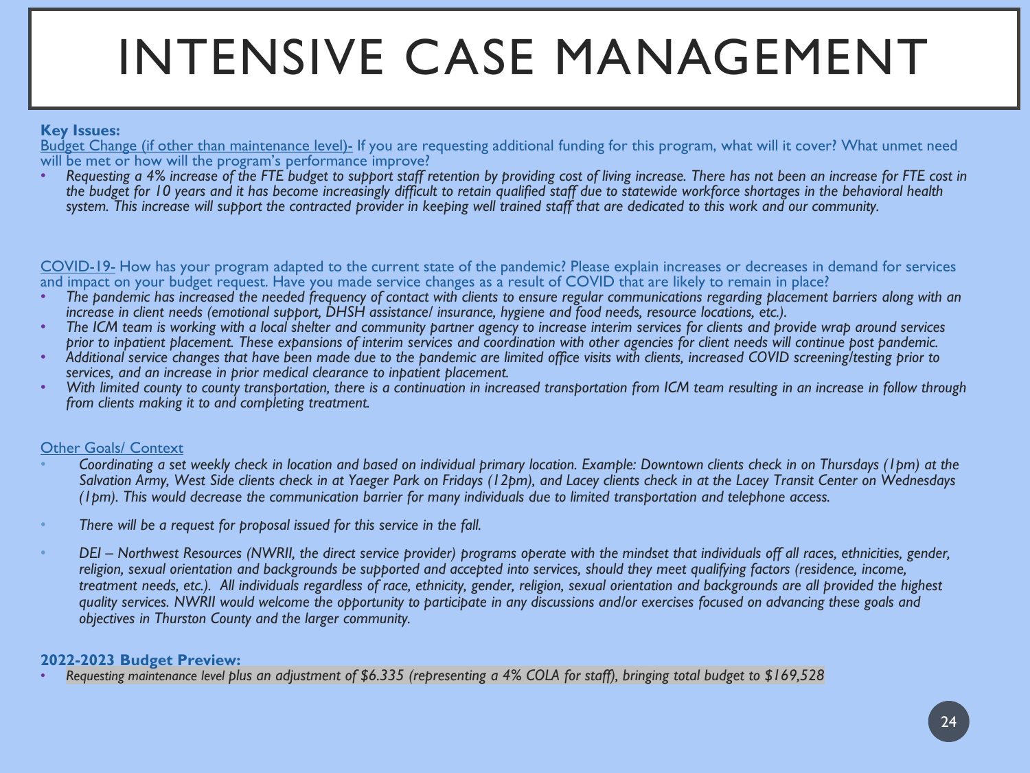# INTENSIVE CASE MANAGEMENT

**Key Issues:**

Budget Change (if other than maintenance level)- If you are requesting additional funding for this program, what will it cover? What unmet need will be met or how will the program's performance improve?

- *Requesting a 4% increase of the FTE budget to support staff retention by providing cost of living increase. There has not been an increase for FTE cost in the budget for 10 years and it has become increasingly difficult to retain qualified staff due to statewide workforce shortages in the behavioral health system. This increase will support the contracted provider in keeping well trained staff that are dedicated to this work and our community.*

COVID-19- How has your program adapted to the current state of the pandemic? Please explain increases or decreases in demand for services and impact on your budget request. Have you made service changes as a result of COVID that are likely to remain in place?

- *The pandemic has increased the needed frequency of contact with clients to ensure regular communications regarding placement barriers along with an increase in client needs (emotional support, DHSH assistance/ insurance, hygiene and food needs, resource locations, etc.).*
- *The ICM team is working with a local shelter and community partner agency to increase interim services for clients and provide wrap around services prior to inpatient placement. These expansions of interim services and coordination with other agencies for client needs will continue post pandemic.*
- *Additional service changes that have been made due to the pandemic are limited office visits with clients, increased COVID screening/testing prior to services, and an increase in prior medical clearance to inpatient placement.*
- *With limited county to county transportation, there is a continuation in increased transportation from ICM team resulting in an increase in follow through from clients making it to and completing treatment.*

Other Goals/ Context

- *Coordinating a set weekly check in location and based on individual primary location. Example: Downtown clients check in on Thursdays (1pm) at the Salvation Army, West Side clients check in at Yaeger Park on Fridays (12pm), and Lacey clients check in at the Lacey Transit Center on Wednesdays (1pm). This would decrease the communication barrier for many individuals due to limited transportation and telephone access.*
- *There will be a request for proposal issued for this service in the fall.*
- *DEI – Northwest Resources (NWRII, the direct service provider) programs operate with the mindset that individuals off all races, ethnicities, gender, religion, sexual orientation and backgrounds be supported and accepted into services, should they meet qualifying factors (residence, income, treatment needs, etc.). All individuals regardless of race, ethnicity, gender, religion, sexual orientation and backgrounds are all provided the highest quality services. NWRII would welcome the opportunity to participate in any discussions and/or exercises focused on advancing these goals and objectives in Thurston County and the larger community.*

**2022-2023 Budget Preview:**

- *Requesting maintenance level plus an adjustment of $6.335 (representing a 4% COLA for staff), bringing total budget to $169,528*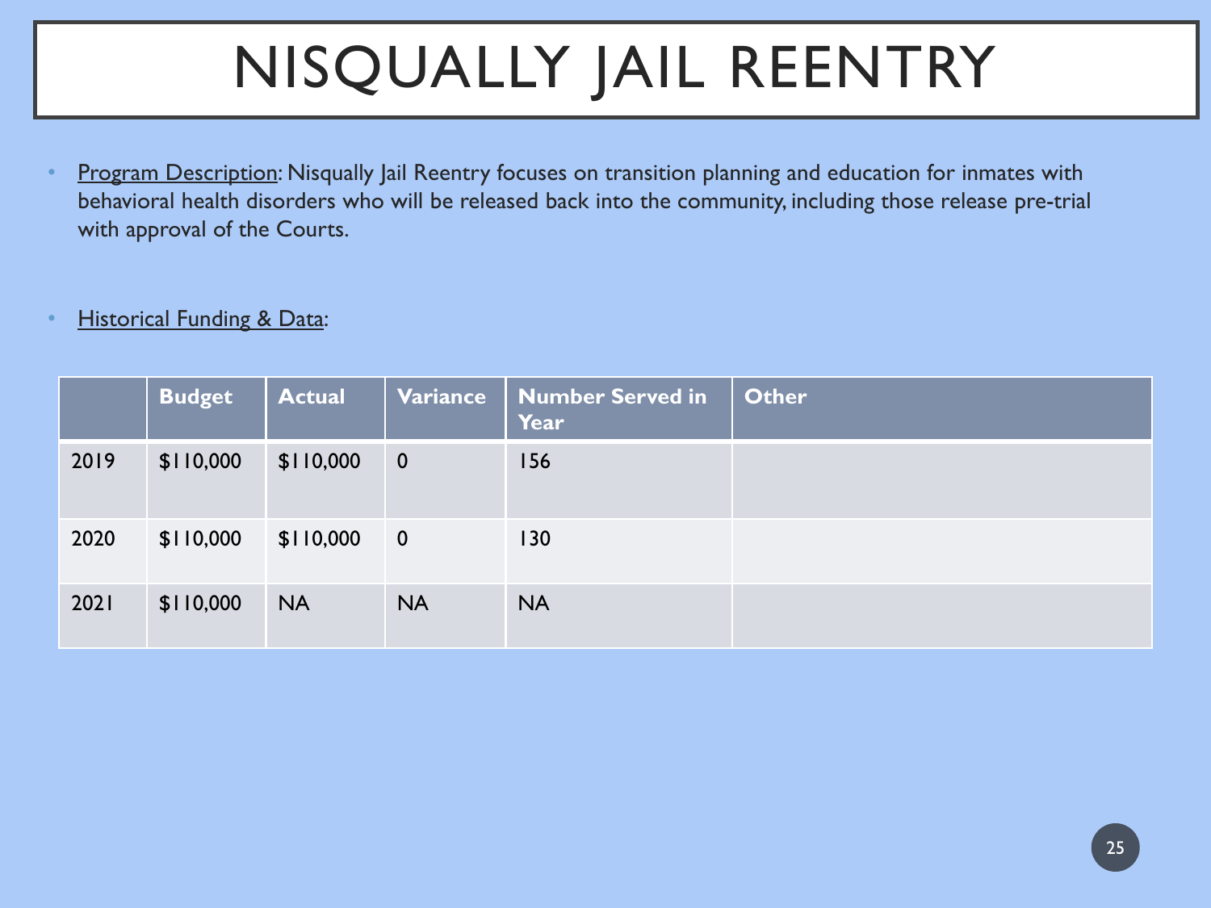# NISQUALLY JAIL REENTRY

- Program Description: Nisqually Jail Reentry focuses on transition planning and education for inmates with behavioral health disorders who will be released back into the community, including those release pre-trial with approval of the Courts.

- Historical Funding & Data:

| | Budget | Actual | Variance | Number Served in Year | Other |
|---|---|---|---|---|---|
| 2019 | $110,000 | $110,000 | 0 | 156 | |
| 2020 | $110,000 | $110,000 | 0 | 130 | |
| 2021 | $110,000 | NA | NA | NA | |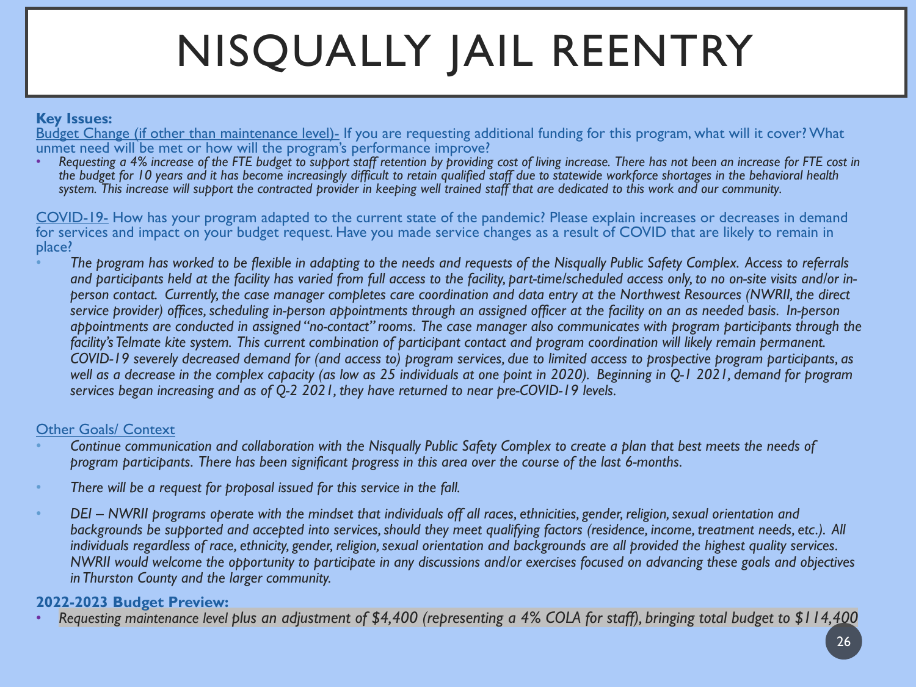# NISQUALLY JAIL REENTRY

**Key Issues:**

Budget Change (if other than maintenance level)- If you are requesting additional funding for this program, what will it cover? What unmet need will be met or how will the program's performance improve?

- *Requesting a 4% increase of the FTE budget to support staff retention by providing cost of living increase. There has not been an increase for FTE cost in the budget for 10 years and it has become increasingly difficult to retain qualified staff due to statewide workforce shortages in the behavioral health system. This increase will support the contracted provider in keeping well trained staff that are dedicated to this work and our community.*

COVID-19- How has your program adapted to the current state of the pandemic? Please explain increases or decreases in demand for services and impact on your budget request. Have you made service changes as a result of COVID that are likely to remain in place?

- *The program has worked to be flexible in adapting to the needs and requests of the Nisqually Public Safety Complex. Access to referrals and participants held at the facility has varied from full access to the facility, part-time/scheduled access only, to no on-site visits and/or in-person contact. Currently, the case manager completes care coordination and data entry at the Northwest Resources (NWRII, the direct service provider) offices, scheduling in-person appointments through an assigned officer at the facility on an as needed basis. In-person appointments are conducted in assigned "no-contact" rooms. The case manager also communicates with program participants through the facility's Telmate kite system. This current combination of participant contact and program coordination will likely remain permanent. COVID-19 severely decreased demand for (and access to) program services, due to limited access to prospective program participants, as well as a decrease in the complex capacity (as low as 25 individuals at one point in 2020). Beginning in Q-1 2021, demand for program services began increasing and as of Q-2 2021, they have returned to near pre-COVID-19 levels.*

Other Goals/ Context

- *Continue communication and collaboration with the Nisqually Public Safety Complex to create a plan that best meets the needs of program participants. There has been significant progress in this area over the course of the last 6-months.*
- *There will be a request for proposal issued for this service in the fall.*
- *DEI – NWRII programs operate with the mindset that individuals off all races, ethnicities, gender, religion, sexual orientation and backgrounds be supported and accepted into services, should they meet qualifying factors (residence, income, treatment needs, etc.). All individuals regardless of race, ethnicity, gender, religion, sexual orientation and backgrounds are all provided the highest quality services. NWRII would welcome the opportunity to participate in any discussions and/or exercises focused on advancing these goals and objectives in Thurston County and the larger community.*

**2022-2023 Budget Preview:**

- *Requesting maintenance level plus an adjustment of $4,400 (representing a 4% COLA for staff), bringing total budget to $114,400*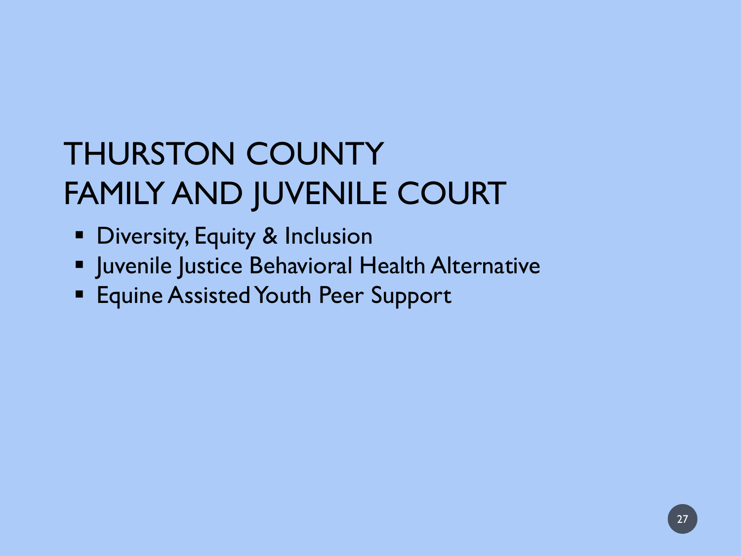# THURSTON COUNTY FAMILY AND JUVENILE COURT

- Diversity, Equity & Inclusion
- Juvenile Justice Behavioral Health Alternative
- Equine Assisted Youth Peer Support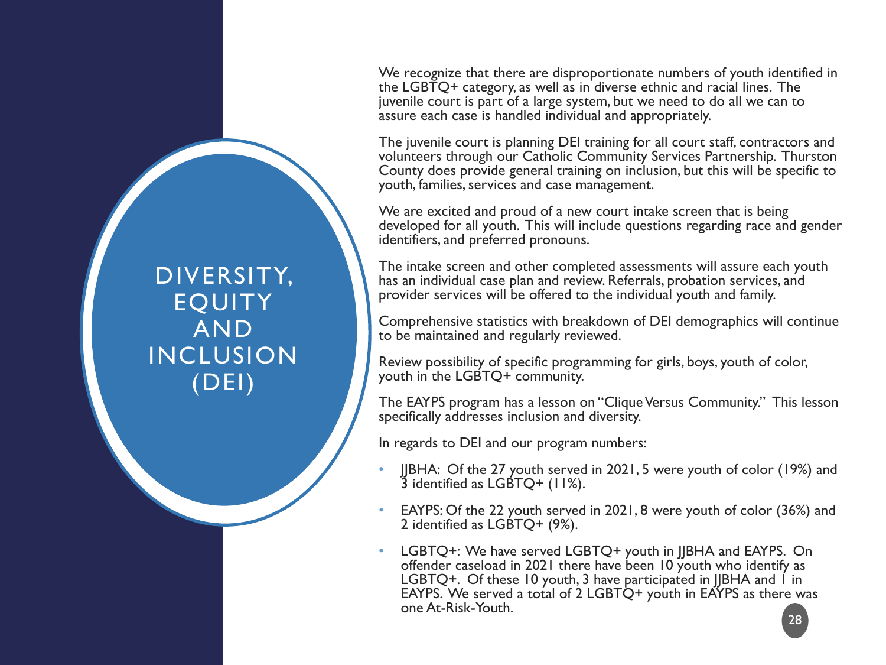# DIVERSITY, EQUITY AND INCLUSION (DEI)

We recognize that there are disproportionate numbers of youth identified in the LGBTQ+ category, as well as in diverse ethnic and racial lines. The juvenile court is part of a large system, but we need to do all we can to assure each case is handled individual and appropriately.

The juvenile court is planning DEI training for all court staff, contractors and volunteers through our Catholic Community Services Partnership. Thurston County does provide general training on inclusion, but this will be specific to youth, families, services and case management.

We are excited and proud of a new court intake screen that is being developed for all youth. This will include questions regarding race and gender identifiers, and preferred pronouns.

The intake screen and other completed assessments will assure each youth has an individual case plan and review. Referrals, probation services, and provider services will be offered to the individual youth and family.

Comprehensive statistics with breakdown of DEI demographics will continue to be maintained and regularly reviewed.

Review possibility of specific programming for girls, boys, youth of color, youth in the LGBTQ+ community.

The EAYPS program has a lesson on "Clique Versus Community." This lesson specifically addresses inclusion and diversity.

In regards to DEI and our program numbers:

- JJBHA: Of the 27 youth served in 2021, 5 were youth of color (19%) and 3 identified as LGBTQ+ (11%).
- EAYPS: Of the 22 youth served in 2021, 8 were youth of color (36%) and 2 identified as LGBTQ+ (9%).
- LGBTQ+: We have served LGBTQ+ youth in JJBHA and EAYPS. On offender caseload in 2021 there have been 10 youth who identify as LGBTQ+. Of these 10 youth, 3 have participated in JJBHA and 1 in EAYPS. We served a total of 2 LGBTQ+ youth in EAYPS as there was one At-Risk-Youth.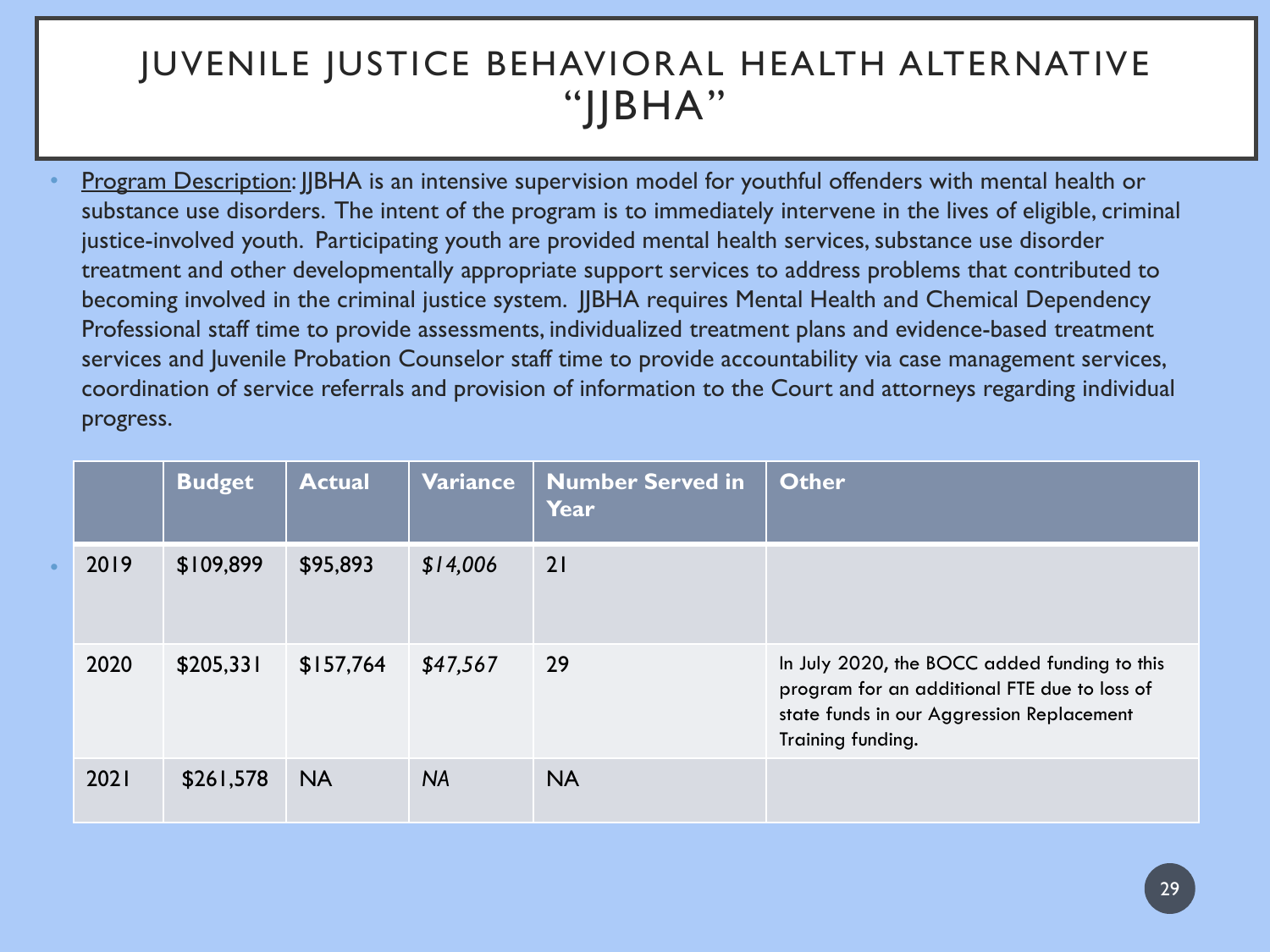# JUVENILE JUSTICE BEHAVIORAL HEALTH ALTERNATIVE "JJBHA"

- Program Description: JJBHA is an intensive supervision model for youthful offenders with mental health or substance use disorders. The intent of the program is to immediately intervene in the lives of eligible, criminal justice-involved youth. Participating youth are provided mental health services, substance use disorder treatment and other developmentally appropriate support services to address problems that contributed to becoming involved in the criminal justice system. JJBHA requires Mental Health and Chemical Dependency Professional staff time to provide assessments, individualized treatment plans and evidence-based treatment services and Juvenile Probation Counselor staff time to provide accountability via case management services, coordination of service referrals and provision of information to the Court and attorneys regarding individual progress.

| | Budget | Actual | Variance | Number Served in Year | Other |
|---|---|---|---|---|---|
| 2019 | $109,899 | $95,893 | *$14,006* | 21 | |
| 2020 | $205,331 | $157,764 | *$47,567* | 29 | In July 2020, the BOCC added funding to this program for an additional FTE due to loss of state funds in our Aggression Replacement Training funding. |
| 2021 | $261,578 | NA | *NA* | NA | |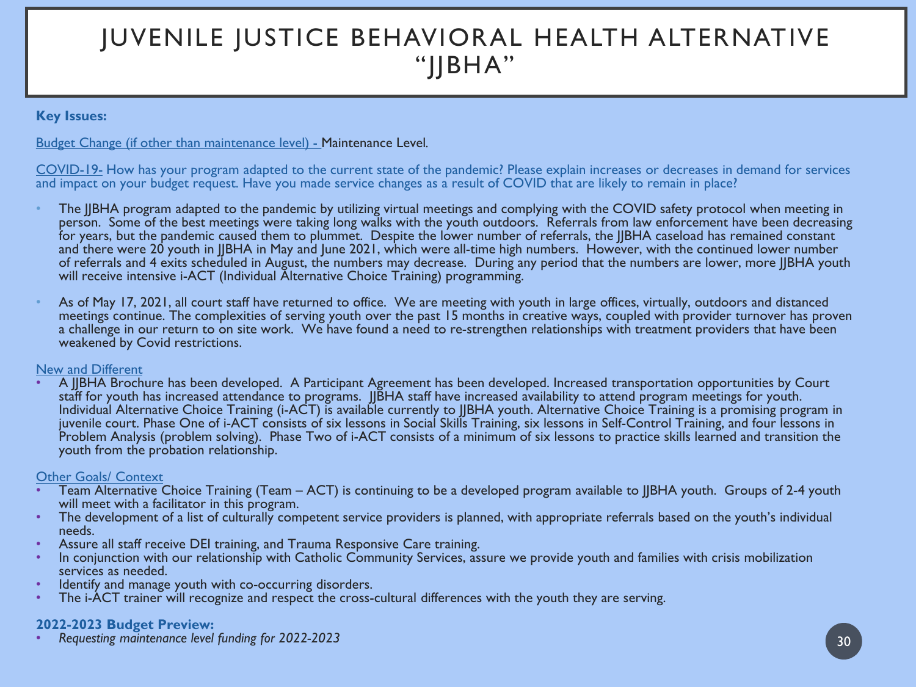# JUVENILE JUSTICE BEHAVIORAL HEALTH ALTERNATIVE "JJBHA"

**Key Issues:**

Budget Change (if other than maintenance level) - Maintenance Level.

COVID-19- How has your program adapted to the current state of the pandemic? Please explain increases or decreases in demand for services and impact on your budget request. Have you made service changes as a result of COVID that are likely to remain in place?

- The JJBHA program adapted to the pandemic by utilizing virtual meetings and complying with the COVID safety protocol when meeting in person. Some of the best meetings were taking long walks with the youth outdoors. Referrals from law enforcement have been decreasing for years, but the pandemic caused them to plummet. Despite the lower number of referrals, the JJBHA caseload has remained constant and there were 20 youth in JJBHA in May and June 2021, which were all-time high numbers. However, with the continued lower number of referrals and 4 exits scheduled in August, the numbers may decrease. During any period that the numbers are lower, more JJBHA youth will receive intensive i-ACT (Individual Alternative Choice Training) programming.

- As of May 17, 2021, all court staff have returned to office. We are meeting with youth in large offices, virtually, outdoors and distanced meetings continue. The complexities of serving youth over the past 15 months in creative ways, coupled with provider turnover has proven a challenge in our return to on site work. We have found a need to re-strengthen relationships with treatment providers that have been weakened by Covid restrictions.

New and Different

- A JJBHA Brochure has been developed. A Participant Agreement has been developed. Increased transportation opportunities by Court staff for youth has increased attendance to programs. JJBHA staff have increased availability to attend program meetings for youth. Individual Alternative Choice Training (i-ACT) is available currently to JJBHA youth. Alternative Choice Training is a promising program in juvenile court. Phase One of i-ACT consists of six lessons in Social Skills Training, six lessons in Self-Control Training, and four lessons in Problem Analysis (problem solving). Phase Two of i-ACT consists of a minimum of six lessons to practice skills learned and transition the youth from the probation relationship.

Other Goals/ Context

- Team Alternative Choice Training (Team – ACT) is continuing to be a developed program available to JJBHA youth. Groups of 2-4 youth will meet with a facilitator in this program.
- The development of a list of culturally competent service providers is planned, with appropriate referrals based on the youth's individual needs.
- Assure all staff receive DEI training, and Trauma Responsive Care training.
- In conjunction with our relationship with Catholic Community Services, assure we provide youth and families with crisis mobilization services as needed.
- Identify and manage youth with co-occurring disorders.
- The i-ACT trainer will recognize and respect the cross-cultural differences with the youth they are serving.

**2022-2023 Budget Preview:**

- *Requesting maintenance level funding for 2022-2023*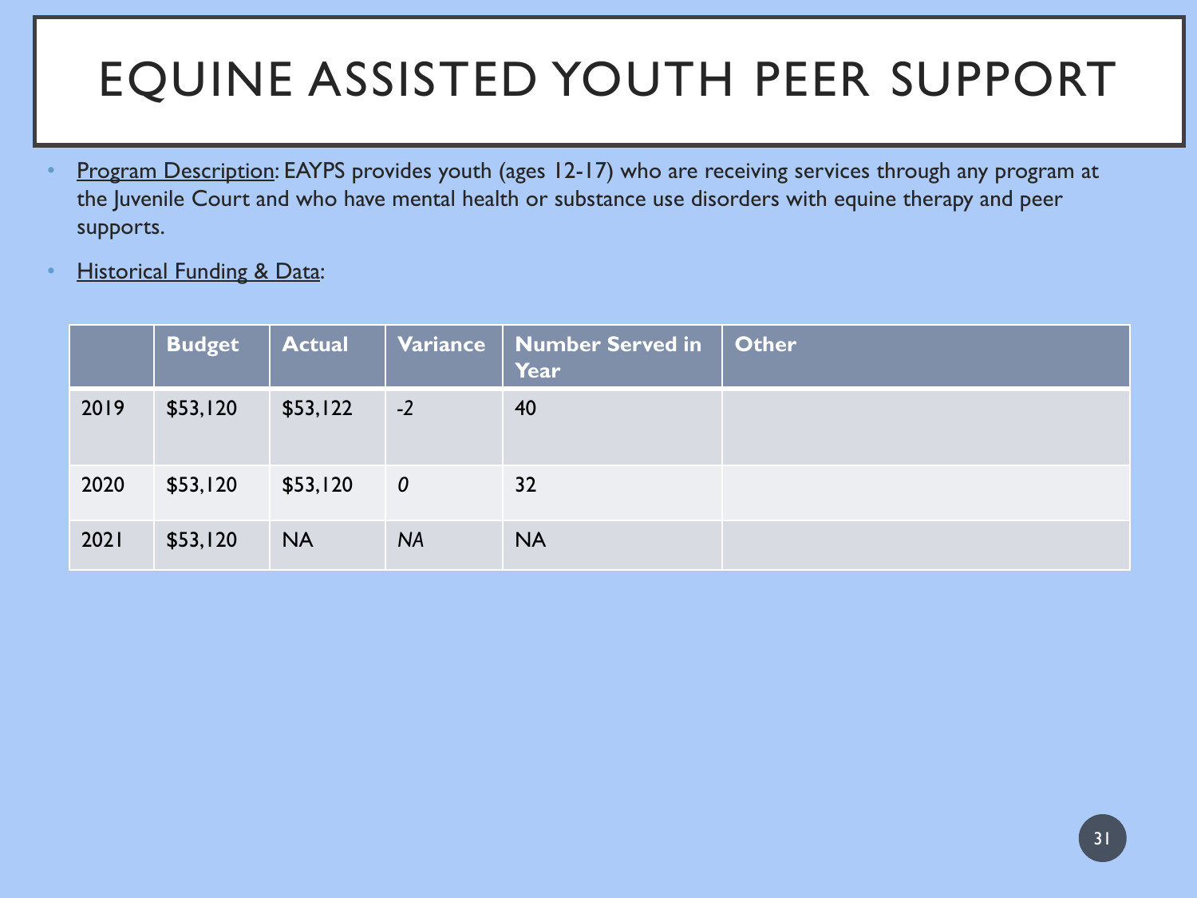# EQUINE ASSISTED YOUTH PEER SUPPORT

- <u>Program Description</u>: EAYPS provides youth (ages 12-17) who are receiving services through any program at the Juvenile Court and who have mental health or substance use disorders with equine therapy and peer supports.
- <u>Historical Funding & Data</u>:

| | Budget | Actual | Variance | Number Served in Year | Other |
|---|---|---|---|---|---|
| 2019 | $53,120 | $53,122 | -2 | 40 | |
| 2020 | $53,120 | $53,120 | *0* | 32 | |
| 2021 | $53,120 | NA | *NA* | NA | |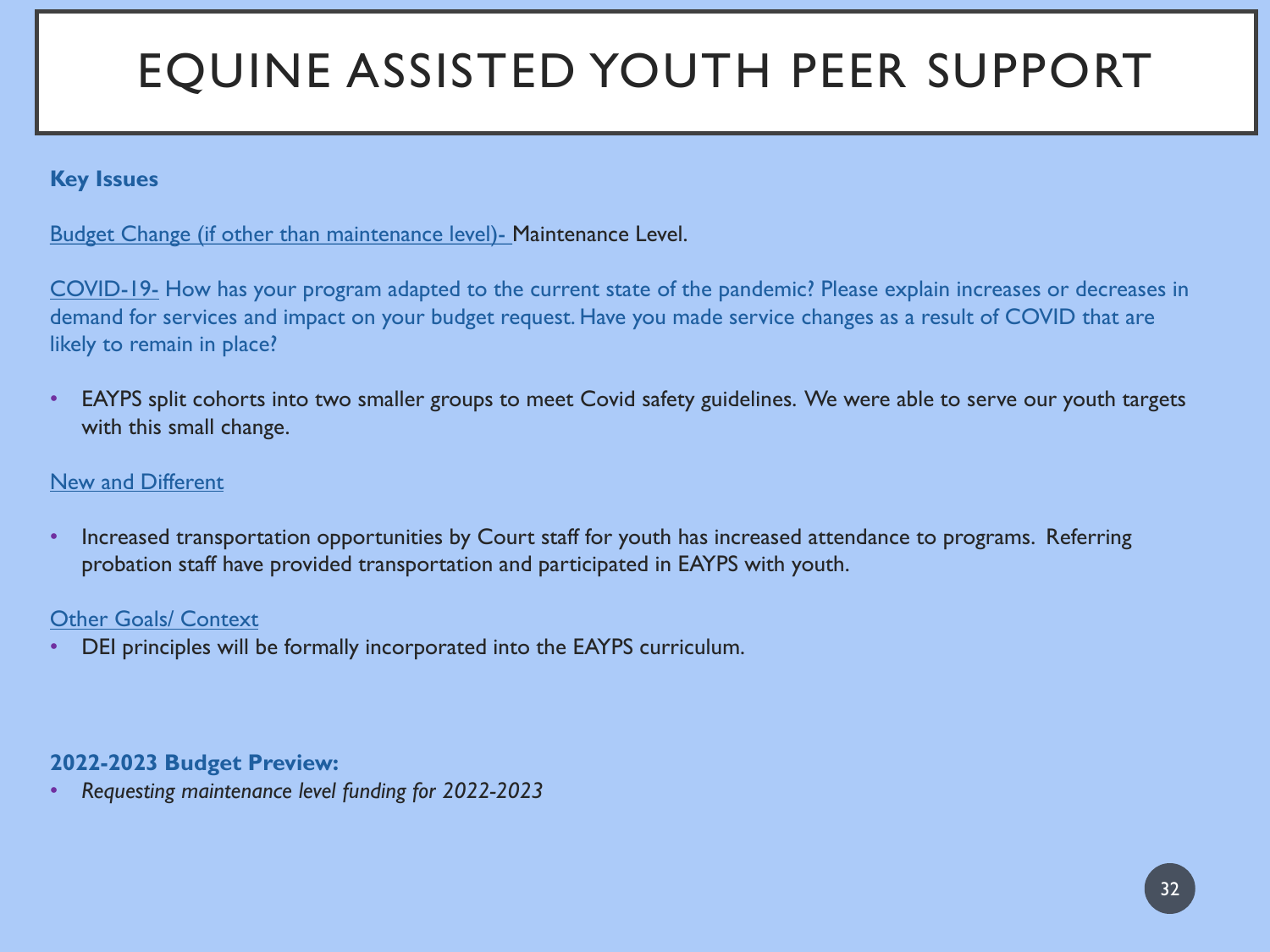# EQUINE ASSISTED YOUTH PEER SUPPORT

**Key Issues**

Budget Change (if other than maintenance level)- Maintenance Level.

COVID-19- How has your program adapted to the current state of the pandemic? Please explain increases or decreases in demand for services and impact on your budget request. Have you made service changes as a result of COVID that are likely to remain in place?

- EAYPS split cohorts into two smaller groups to meet Covid safety guidelines. We were able to serve our youth targets with this small change.

New and Different

- Increased transportation opportunities by Court staff for youth has increased attendance to programs. Referring probation staff have provided transportation and participated in EAYPS with youth.

Other Goals/ Context

- DEI principles will be formally incorporated into the EAYPS curriculum.

**2022-2023 Budget Preview:**

- *Requesting maintenance level funding for 2022-2023*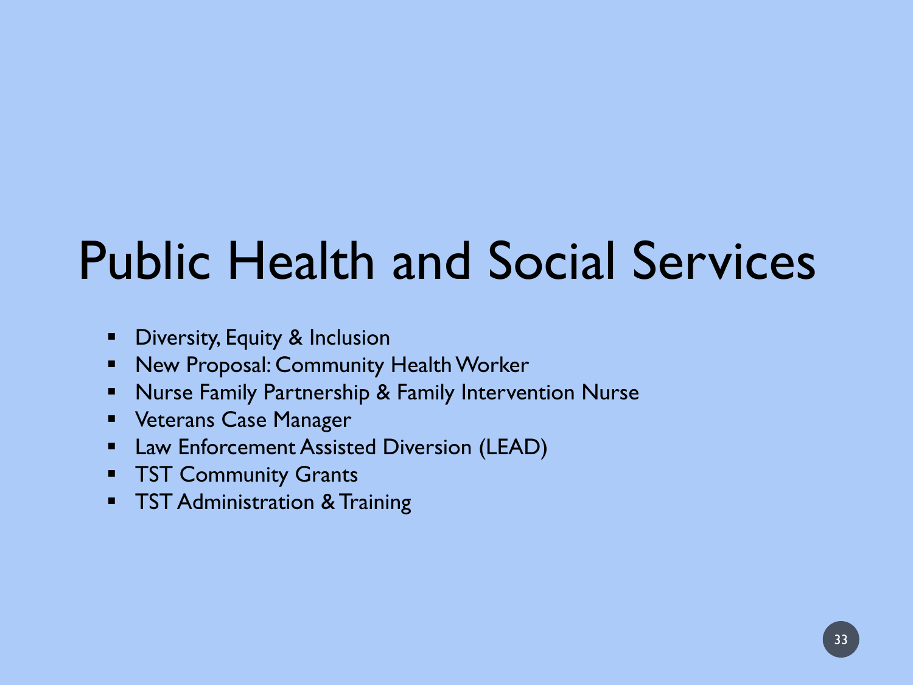# Public Health and Social Services

- Diversity, Equity & Inclusion
- New Proposal: Community Health Worker
- Nurse Family Partnership & Family Intervention Nurse
- Veterans Case Manager
- Law Enforcement Assisted Diversion (LEAD)
- TST Community Grants
- TST Administration & Training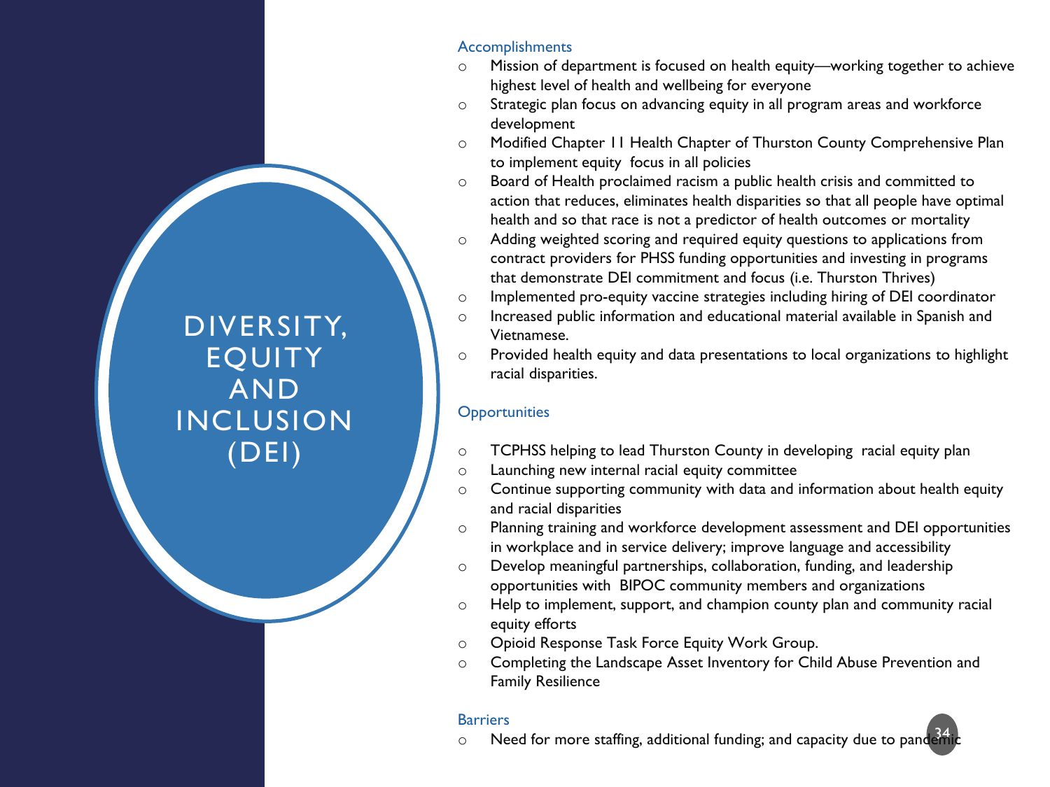# DIVERSITY, EQUITY AND INCLUSION (DEI)

### Accomplishments

- Mission of department is focused on health equity—working together to achieve highest level of health and wellbeing for everyone
- Strategic plan focus on advancing equity in all program areas and workforce development
- Modified Chapter 11 Health Chapter of Thurston County Comprehensive Plan to implement equity focus in all policies
- Board of Health proclaimed racism a public health crisis and committed to action that reduces, eliminates health disparities so that all people have optimal health and so that race is not a predictor of health outcomes or mortality
- Adding weighted scoring and required equity questions to applications from contract providers for PHSS funding opportunities and investing in programs that demonstrate DEI commitment and focus (i.e. Thurston Thrives)
- Implemented pro-equity vaccine strategies including hiring of DEI coordinator
- Increased public information and educational material available in Spanish and Vietnamese.
- Provided health equity and data presentations to local organizations to highlight racial disparities.

### Opportunities

- TCPHSS helping to lead Thurston County in developing racial equity plan
- Launching new internal racial equity committee
- Continue supporting community with data and information about health equity and racial disparities
- Planning training and workforce development assessment and DEI opportunities in workplace and in service delivery; improve language and accessibility
- Develop meaningful partnerships, collaboration, funding, and leadership opportunities with BIPOC community members and organizations
- Help to implement, support, and champion county plan and community racial equity efforts
- Opioid Response Task Force Equity Work Group.
- Completing the Landscape Asset Inventory for Child Abuse Prevention and Family Resilience

### Barriers

- Need for more staffing, additional funding; and capacity due to pandemic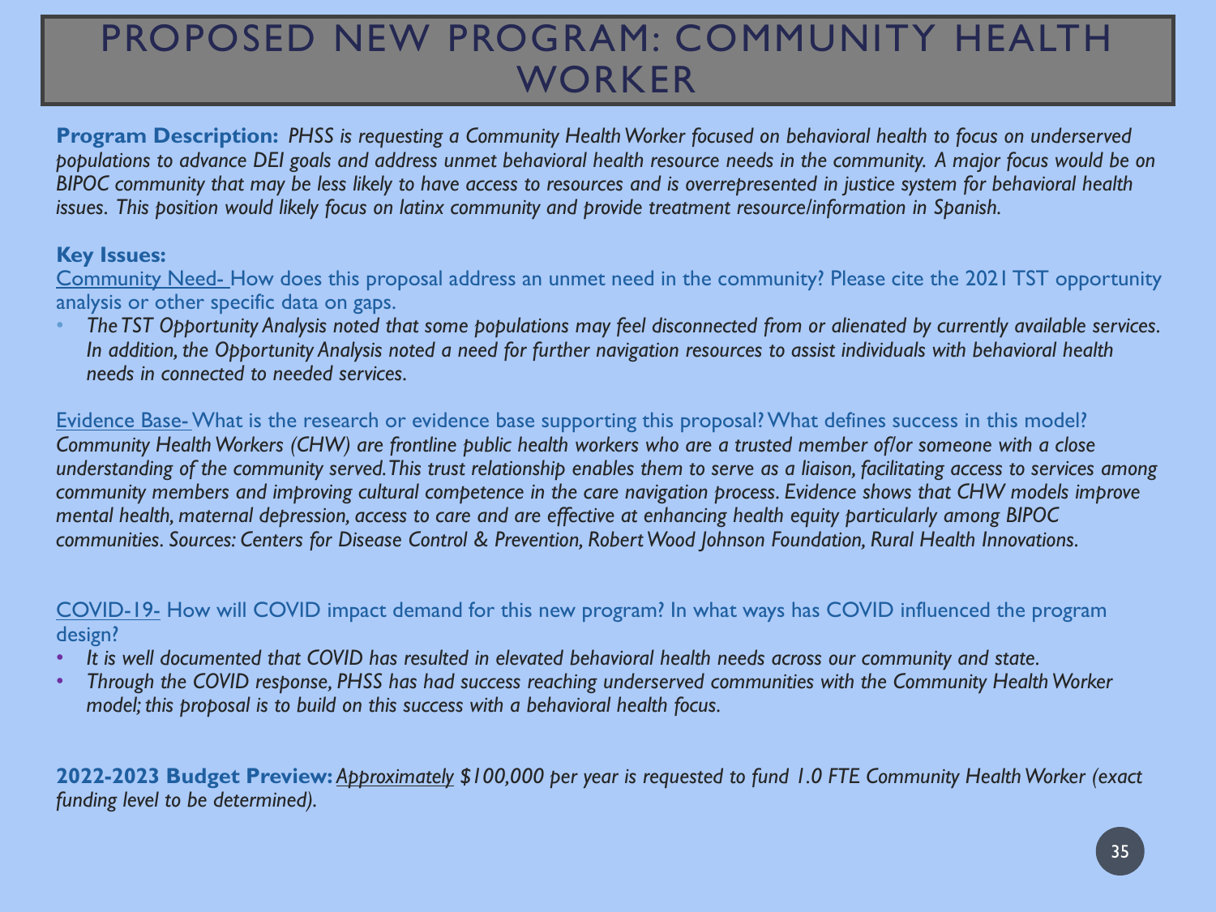# PROPOSED NEW PROGRAM: COMMUNITY HEALTH WORKER

**Program Description:** *PHSS is requesting a Community Health Worker focused on behavioral health to focus on underserved populations to advance DEI goals and address unmet behavioral health resource needs in the community. A major focus would be on BIPOC community that may be less likely to have access to resources and is overrepresented in justice system for behavioral health issues. This position would likely focus on latinx community and provide treatment resource/information in Spanish.*

**Key Issues:**

Community Need- How does this proposal address an unmet need in the community? Please cite the 2021 TST opportunity analysis or other specific data on gaps.

- *The TST Opportunity Analysis noted that some populations may feel disconnected from or alienated by currently available services. In addition, the Opportunity Analysis noted a need for further navigation resources to assist individuals with behavioral health needs in connected to needed services.*

Evidence Base- What is the research or evidence base supporting this proposal? What defines success in this model?
*Community Health Workers (CHW) are frontline public health workers who are a trusted member of/or someone with a close understanding of the community served. This trust relationship enables them to serve as a liaison, facilitating access to services among community members and improving cultural competence in the care navigation process. Evidence shows that CHW models improve mental health, maternal depression, access to care and are effective at enhancing health equity particularly among BIPOC communities. Sources: Centers for Disease Control & Prevention, Robert Wood Johnson Foundation, Rural Health Innovations.*

COVID-19- How will COVID impact demand for this new program? In what ways has COVID influenced the program design?

- *It is well documented that COVID has resulted in elevated behavioral health needs across our community and state.*
- *Through the COVID response, PHSS has had success reaching underserved communities with the Community Health Worker model; this proposal is to build on this success with a behavioral health focus.*

**2022-2023 Budget Preview:** *Approximately $100,000 per year is requested to fund 1.0 FTE Community Health Worker (exact funding level to be determined).*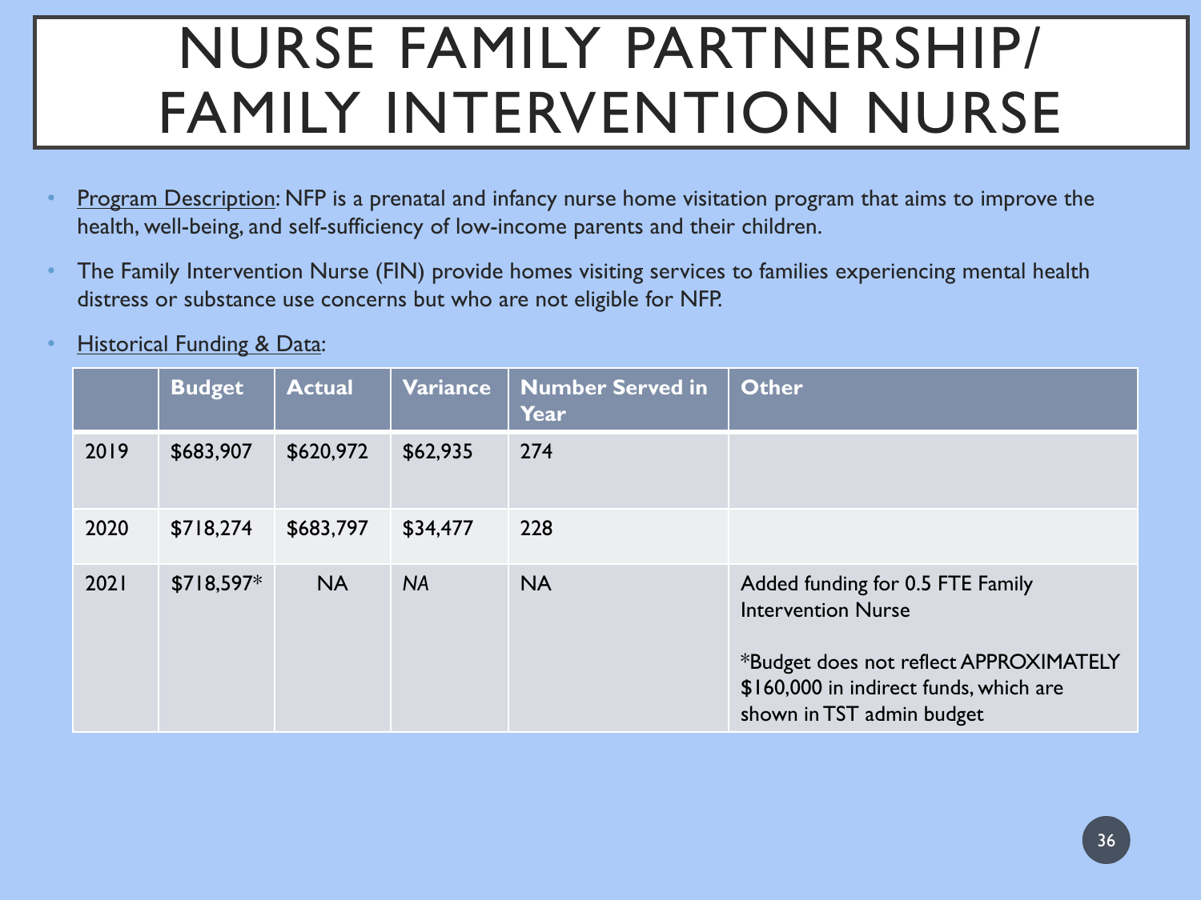# NURSE FAMILY PARTNERSHIP/ FAMILY INTERVENTION NURSE

- Program Description: NFP is a prenatal and infancy nurse home visitation program that aims to improve the health, well-being, and self-sufficiency of low-income parents and their children.
- The Family Intervention Nurse (FIN) provide homes visiting services to families experiencing mental health distress or substance use concerns but who are not eligible for NFP.
- Historical Funding & Data:

| | Budget | Actual | Variance | Number Served in Year | Other |
|---|---|---|---|---|---|
| 2019 | $683,907 | $620,972 | $62,935 | 274 | |
| 2020 | $718,274 | $683,797 | $34,477 | 228 | |
| 2021 | $718,597* | NA | *NA* | NA | Added funding for 0.5 FTE Family Intervention Nurse<br><br>*Budget does not reflect APPROXIMATELY $160,000 in indirect funds, which are shown in TST admin budget |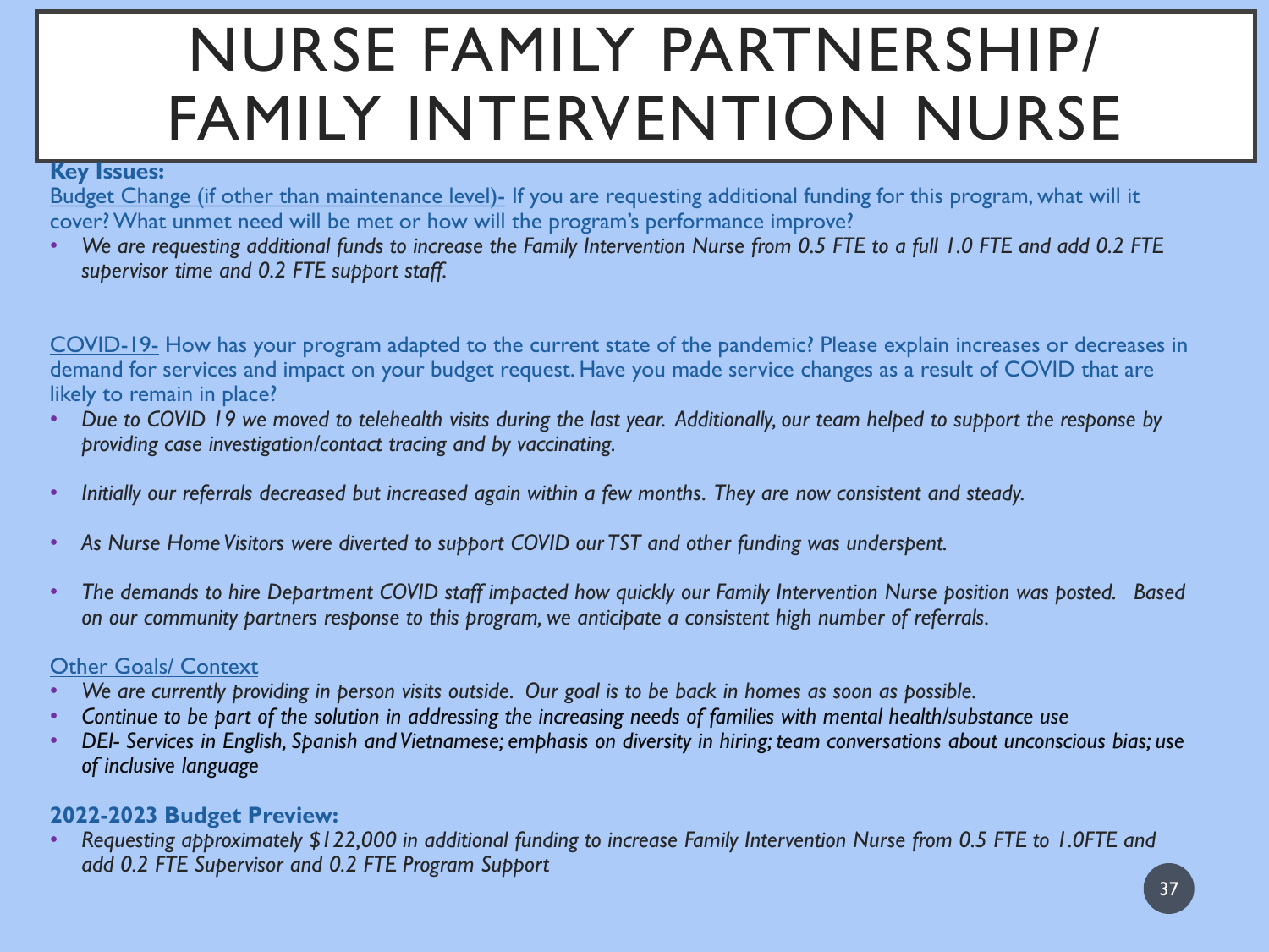# NURSE FAMILY PARTNERSHIP/ FAMILY INTERVENTION NURSE

**Key Issues:**

Budget Change (if other than maintenance level)- If you are requesting additional funding for this program, what will it cover? What unmet need will be met or how will the program's performance improve?

- *We are requesting additional funds to increase the Family Intervention Nurse from 0.5 FTE to a full 1.0 FTE and add 0.2 FTE supervisor time and 0.2 FTE support staff.*

COVID-19- How has your program adapted to the current state of the pandemic? Please explain increases or decreases in demand for services and impact on your budget request. Have you made service changes as a result of COVID that are likely to remain in place?

- *Due to COVID 19 we moved to telehealth visits during the last year. Additionally, our team helped to support the response by providing case investigation/contact tracing and by vaccinating.*
- *Initially our referrals decreased but increased again within a few months. They are now consistent and steady.*
- *As Nurse Home Visitors were diverted to support COVID our TST and other funding was underspent.*
- *The demands to hire Department COVID staff impacted how quickly our Family Intervention Nurse position was posted. Based on our community partners response to this program, we anticipate a consistent high number of referrals.*

Other Goals/ Context

- *We are currently providing in person visits outside. Our goal is to be back in homes as soon as possible.*
- *Continue to be part of the solution in addressing the increasing needs of families with mental health/substance use*
- *DEI- Services in English, Spanish and Vietnamese; emphasis on diversity in hiring; team conversations about unconscious bias; use of inclusive language*

**2022-2023 Budget Preview:**

- *Requesting approximately $122,000 in additional funding to increase Family Intervention Nurse from 0.5 FTE to 1.0FTE and add 0.2 FTE Supervisor and 0.2 FTE Program Support*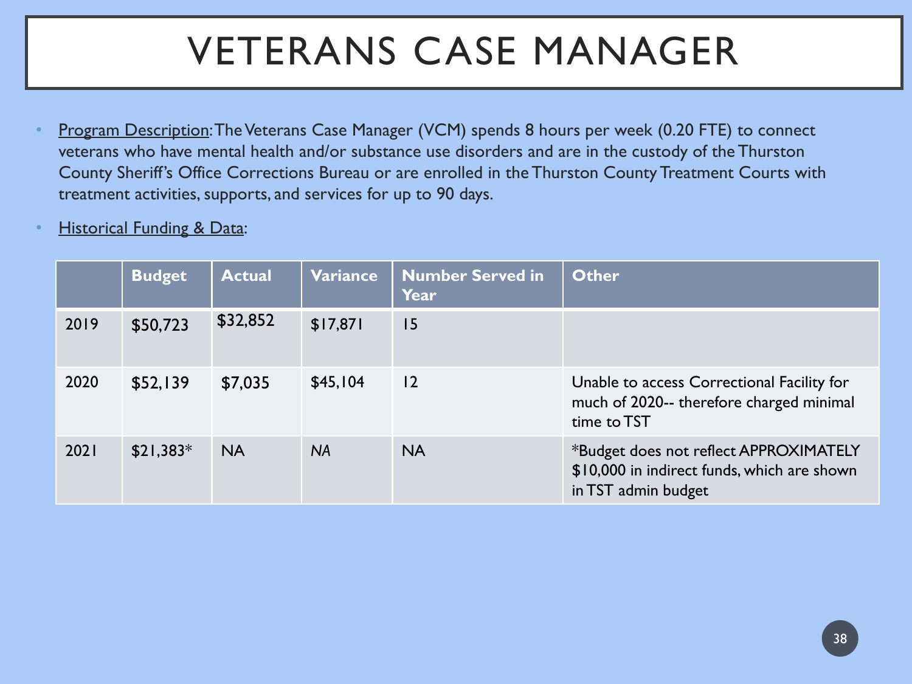# VETERANS CASE MANAGER

- Program Description: The Veterans Case Manager (VCM) spends 8 hours per week (0.20 FTE) to connect veterans who have mental health and/or substance use disorders and are in the custody of the Thurston County Sheriff's Office Corrections Bureau or are enrolled in the Thurston County Treatment Courts with treatment activities, supports, and services for up to 90 days.
- Historical Funding & Data:

| | Budget | Actual | Variance | Number Served in Year | Other |
|---|---|---|---|---|---|
| 2019 | $50,723 | $32,852 | $17,871 | 15 | |
| 2020 | $52,139 | $7,035 | $45,104 | 12 | Unable to access Correctional Facility for much of 2020-- therefore charged minimal time to TST |
| 2021 | $21,383* | NA | *NA* | NA | *Budget does not reflect APPROXIMATELY $10,000 in indirect funds, which are shown in TST admin budget |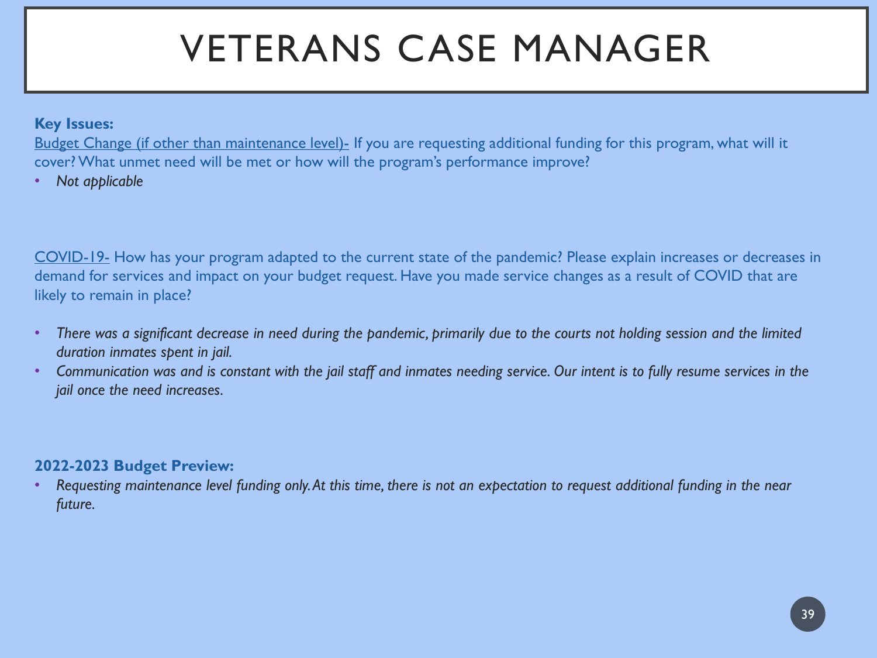# VETERANS CASE MANAGER

**Key Issues:**

Budget Change (if other than maintenance level)- If you are requesting additional funding for this program, what will it cover? What unmet need will be met or how will the program's performance improve?

- *Not applicable*

COVID-19- How has your program adapted to the current state of the pandemic? Please explain increases or decreases in demand for services and impact on your budget request. Have you made service changes as a result of COVID that are likely to remain in place?

- *There was a significant decrease in need during the pandemic, primarily due to the courts not holding session and the limited duration inmates spent in jail.*
- *Communication was and is constant with the jail staff and inmates needing service. Our intent is to fully resume services in the jail once the need increases.*

**2022-2023 Budget Preview:**

- *Requesting maintenance level funding only. At this time, there is not an expectation to request additional funding in the near future.*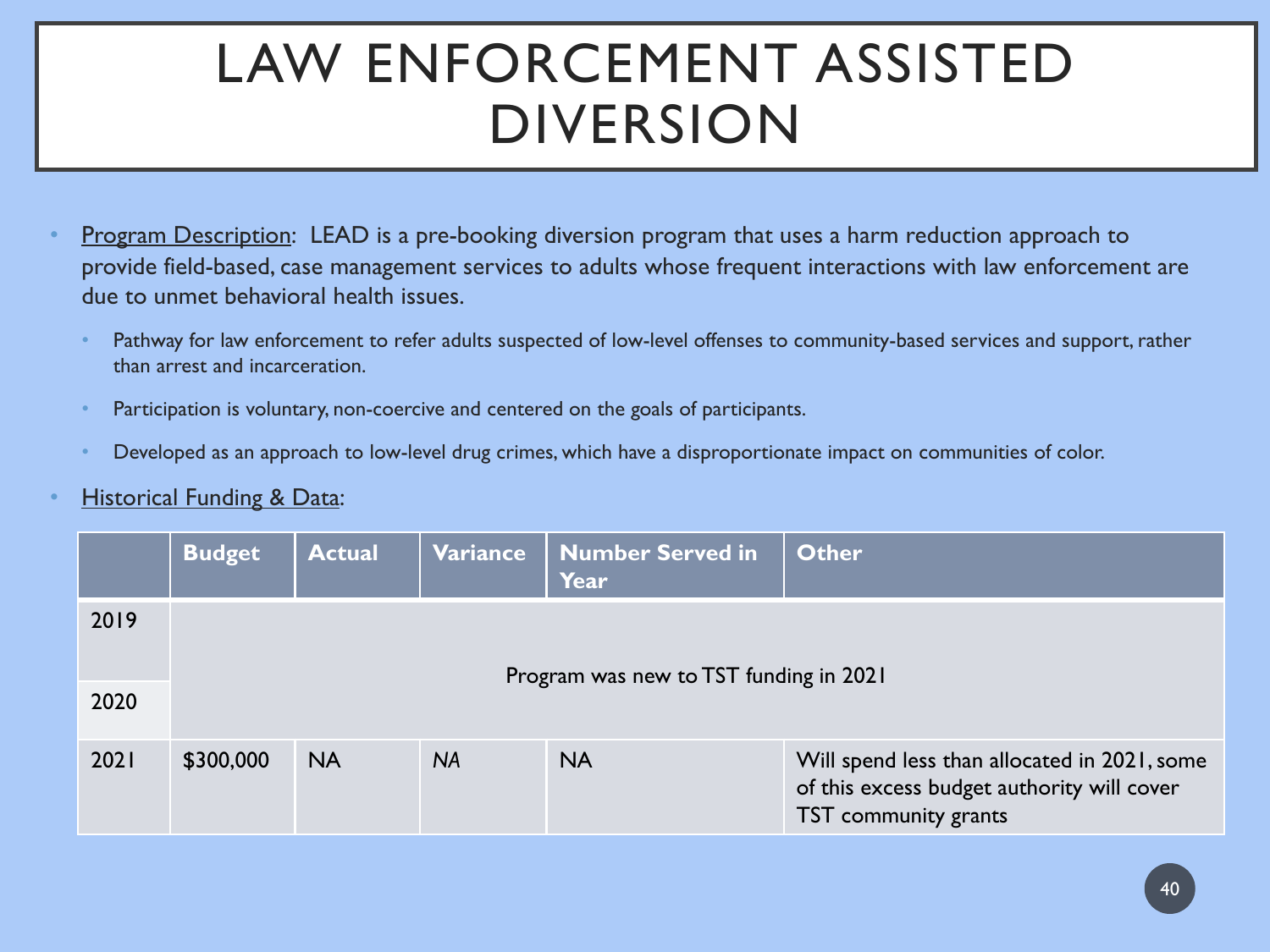# LAW ENFORCEMENT ASSISTED DIVERSION

- <u>Program Description</u>: LEAD is a pre-booking diversion program that uses a harm reduction approach to provide field-based, case management services to adults whose frequent interactions with law enforcement are due to unmet behavioral health issues.
  - Pathway for law enforcement to refer adults suspected of low-level offenses to community-based services and support, rather than arrest and incarceration.
  - Participation is voluntary, non-coercive and centered on the goals of participants.
  - Developed as an approach to low-level drug crimes, which have a disproportionate impact on communities of color.
- <u>Historical Funding & Data</u>:

| | Budget | Actual | Variance | Number Served in Year | Other |
|---|---|---|---|---|---|
| 2019 | Program was new to TST funding in 2021 | | | | |
| 2020 | | | | | |
| 2021 | $300,000 | NA | *NA* | NA | Will spend less than allocated in 2021, some of this excess budget authority will cover TST community grants |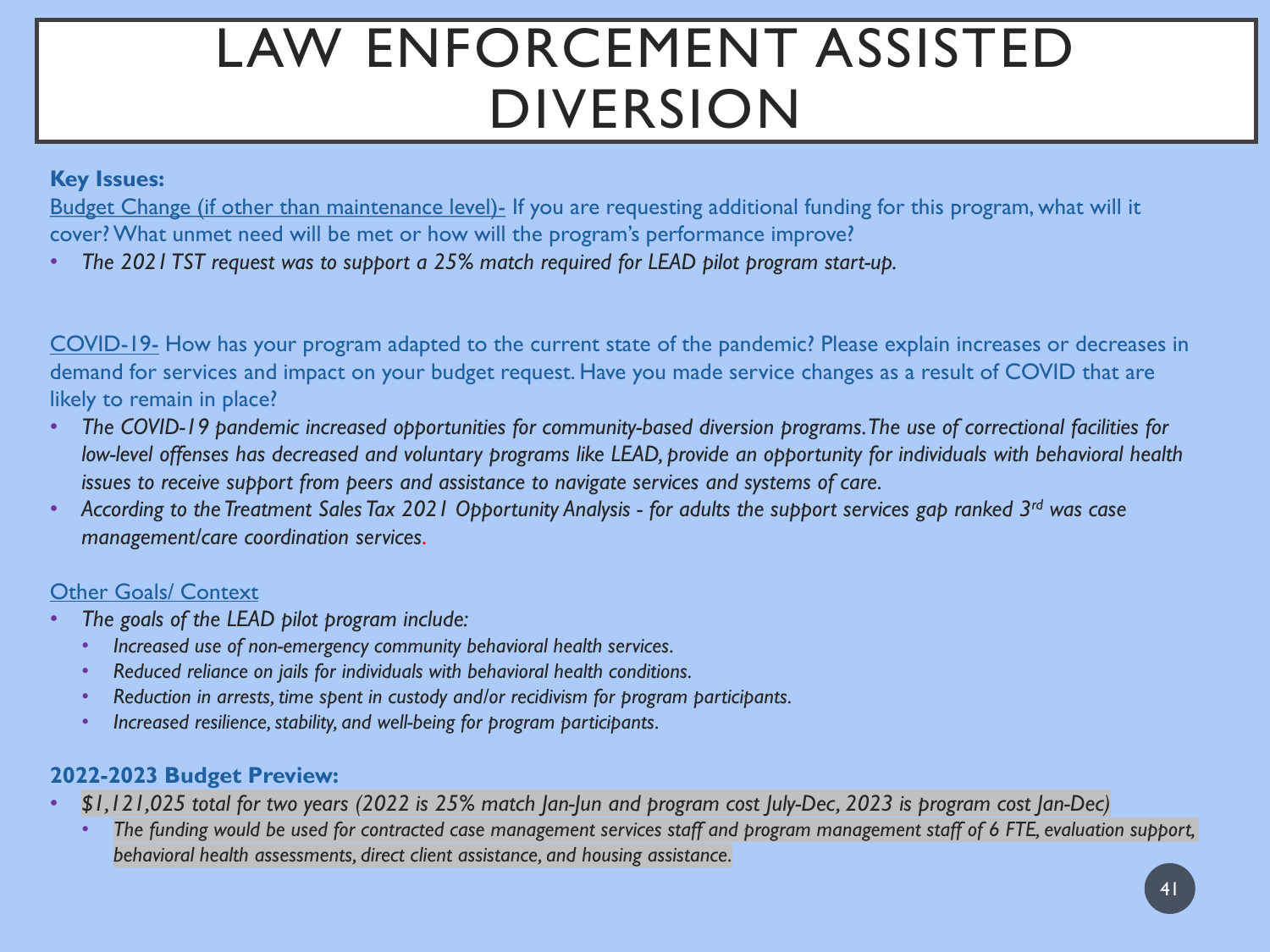# LAW ENFORCEMENT ASSISTED DIVERSION

**Key Issues:**

Budget Change (if other than maintenance level)- If you are requesting additional funding for this program, what will it cover? What unmet need will be met or how will the program's performance improve?

- *The 2021 TST request was to support a 25% match required for LEAD pilot program start-up.*

COVID-19- How has your program adapted to the current state of the pandemic? Please explain increases or decreases in demand for services and impact on your budget request. Have you made service changes as a result of COVID that are likely to remain in place?

- *The COVID-19 pandemic increased opportunities for community-based diversion programs. The use of correctional facilities for low-level offenses has decreased and voluntary programs like LEAD, provide an opportunity for individuals with behavioral health issues to receive support from peers and assistance to navigate services and systems of care.*
- *According to the Treatment Sales Tax 2021 Opportunity Analysis - for adults the support services gap ranked 3rd was case management/care coordination services.*

Other Goals/ Context

- *The goals of the LEAD pilot program include:*
  - *Increased use of non-emergency community behavioral health services.*
  - *Reduced reliance on jails for individuals with behavioral health conditions.*
  - *Reduction in arrests, time spent in custody and/or recidivism for program participants.*
  - *Increased resilience, stability, and well-being for program participants.*

**2022-2023 Budget Preview:**

- *$1,121,025 total for two years (2022 is 25% match Jan-Jun and program cost July-Dec, 2023 is program cost Jan-Dec)*
  - *The funding would be used for contracted case management services staff and program management staff of 6 FTE, evaluation support, behavioral health assessments, direct client assistance, and housing assistance.*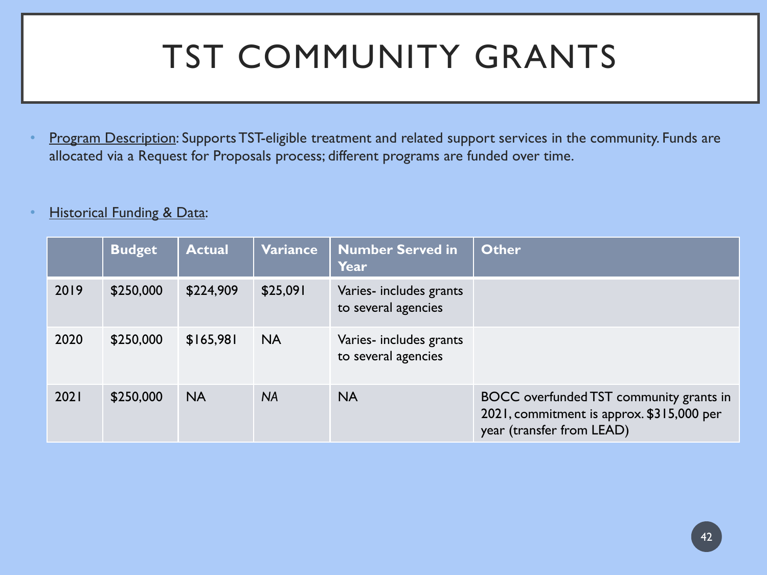# TST COMMUNITY GRANTS

- Program Description: Supports TST-eligible treatment and related support services in the community. Funds are allocated via a Request for Proposals process; different programs are funded over time.

- Historical Funding & Data:

| | Budget | Actual | Variance | Number Served in Year | Other |
|---|---|---|---|---|---|
| 2019 | $250,000 | $224,909 | $25,091 | Varies- includes grants to several agencies | |
| 2020 | $250,000 | $165,981 | NA | Varies- includes grants to several agencies | |
| 2021 | $250,000 | NA | *NA* | NA | BOCC overfunded TST community grants in 2021, commitment is approx. $315,000 per year (transfer from LEAD) |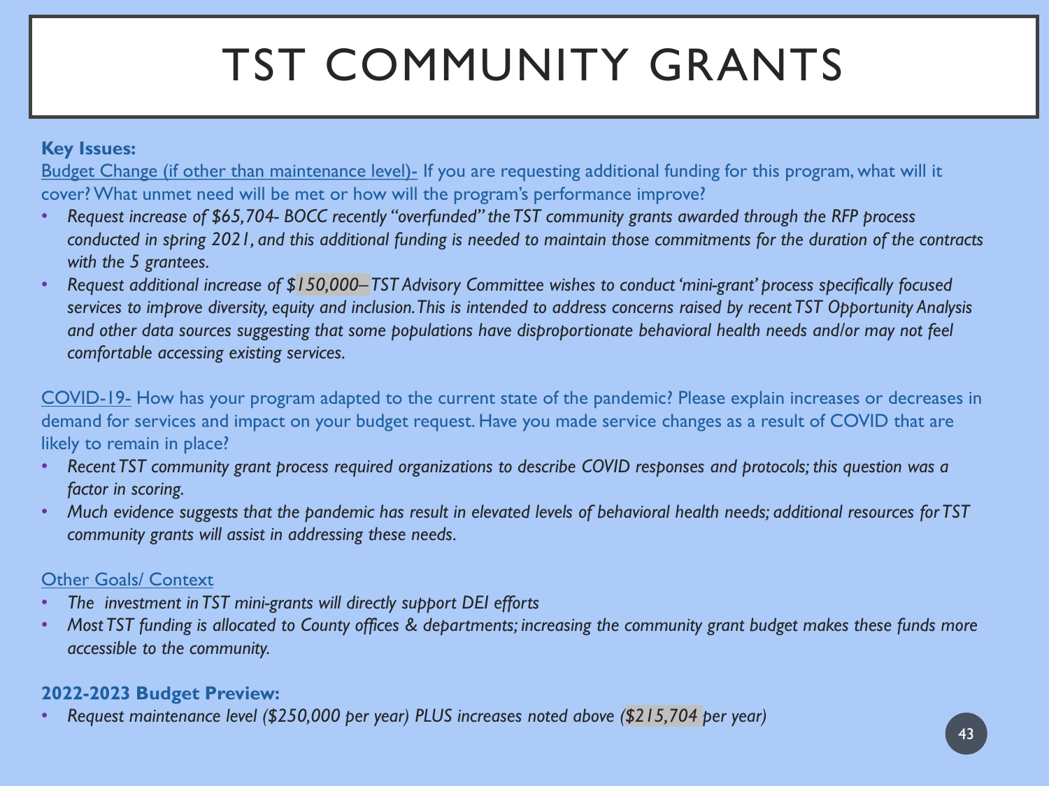# TST COMMUNITY GRANTS

**Key Issues:**

Budget Change (if other than maintenance level)- If you are requesting additional funding for this program, what will it cover? What unmet need will be met or how will the program's performance improve?

- *Request increase of $65,704- BOCC recently "overfunded" the TST community grants awarded through the RFP process conducted in spring 2021, and this additional funding is needed to maintain those commitments for the duration of the contracts with the 5 grantees.*
- *Request additional increase of $150,000– TST Advisory Committee wishes to conduct 'mini-grant' process specifically focused services to improve diversity, equity and inclusion. This is intended to address concerns raised by recent TST Opportunity Analysis and other data sources suggesting that some populations have disproportionate behavioral health needs and/or may not feel comfortable accessing existing services.*

COVID-19- How has your program adapted to the current state of the pandemic? Please explain increases or decreases in demand for services and impact on your budget request. Have you made service changes as a result of COVID that are likely to remain in place?

- *Recent TST community grant process required organizations to describe COVID responses and protocols; this question was a factor in scoring.*
- *Much evidence suggests that the pandemic has result in elevated levels of behavioral health needs; additional resources for TST community grants will assist in addressing these needs.*

Other Goals/ Context

- *The investment in TST mini-grants will directly support DEI efforts*
- *Most TST funding is allocated to County offices & departments; increasing the community grant budget makes these funds more accessible to the community.*

**2022-2023 Budget Preview:**

- *Request maintenance level ($250,000 per year) PLUS increases noted above ($215,704 per year)*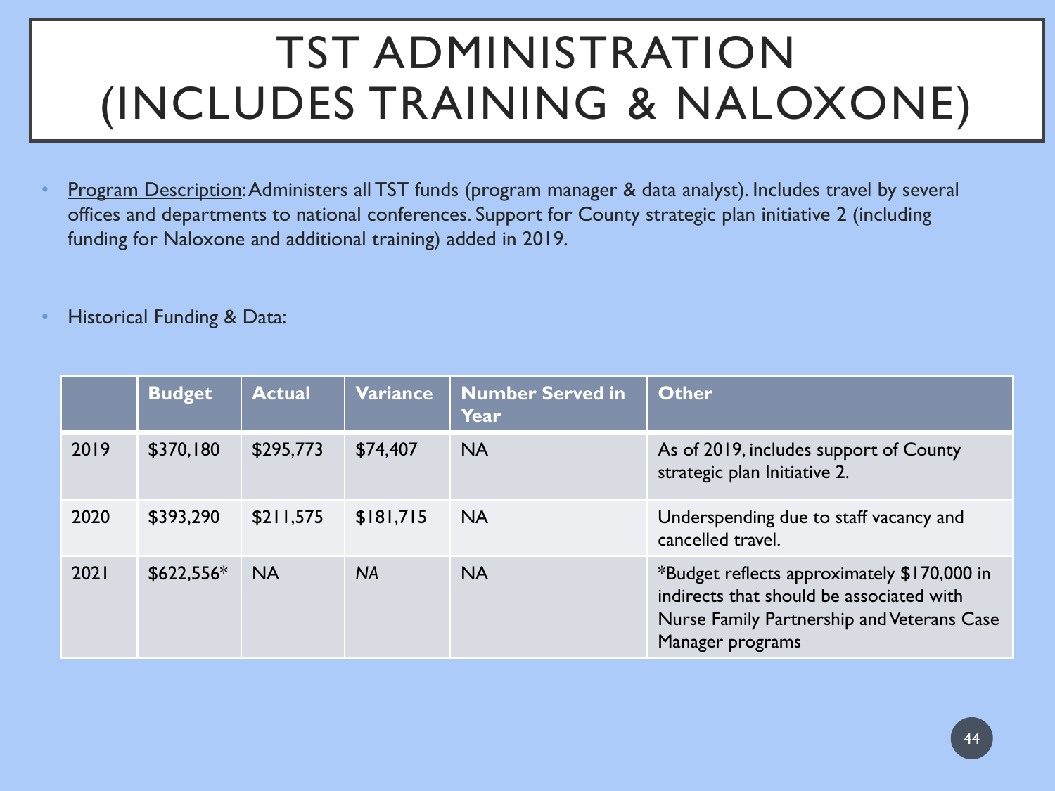# TST ADMINISTRATION (INCLUDES TRAINING & NALOXONE)

- Program Description: Administers all TST funds (program manager & data analyst). Includes travel by several offices and departments to national conferences. Support for County strategic plan initiative 2 (including funding for Naloxone and additional training) added in 2019.

- Historical Funding & Data:

| | Budget | Actual | Variance | Number Served in Year | Other |
|---|---|---|---|---|---|
| 2019 | $370,180 | $295,773 | $74,407 | NA | As of 2019, includes support of County strategic plan Initiative 2. |
| 2020 | $393,290 | $211,575 | $181,715 | NA | Underspending due to staff vacancy and cancelled travel. |
| 2021 | $622,556* | NA | *NA* | NA | *Budget reflects approximately $170,000 in indirects that should be associated with Nurse Family Partnership and Veterans Case Manager programs |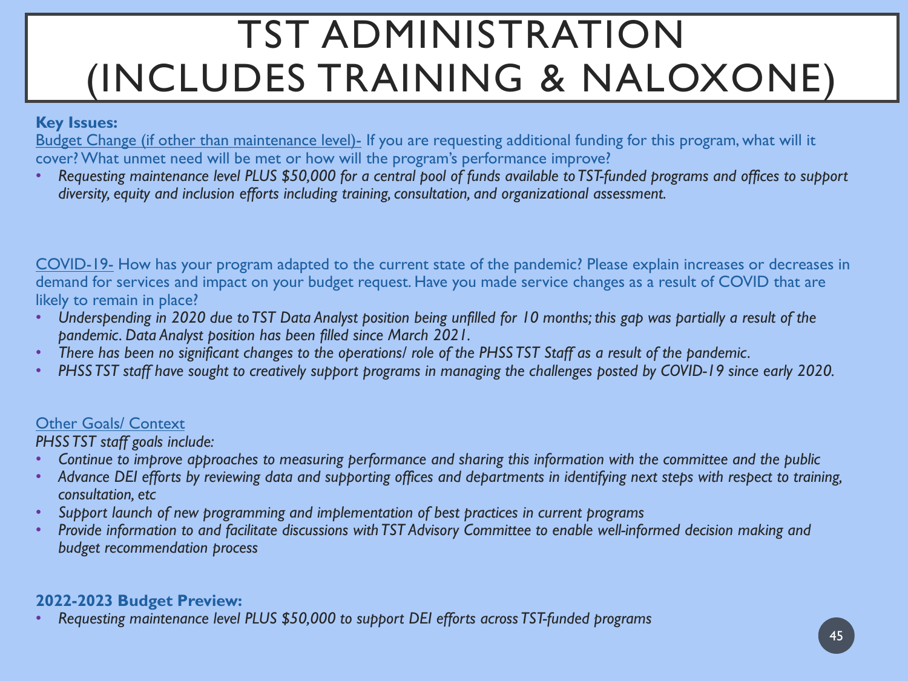# TST ADMINISTRATION (INCLUDES TRAINING & NALOXONE)

**Key Issues:**

Budget Change (if other than maintenance level)- If you are requesting additional funding for this program, what will it cover? What unmet need will be met or how will the program's performance improve?

- *Requesting maintenance level PLUS $50,000 for a central pool of funds available to TST-funded programs and offices to support diversity, equity and inclusion efforts including training, consultation, and organizational assessment.*

COVID-19- How has your program adapted to the current state of the pandemic? Please explain increases or decreases in demand for services and impact on your budget request. Have you made service changes as a result of COVID that are likely to remain in place?

- *Underspending in 2020 due to TST Data Analyst position being unfilled for 10 months; this gap was partially a result of the pandemic. Data Analyst position has been filled since March 2021.*
- *There has been no significant changes to the operations/ role of the PHSS TST Staff as a result of the pandemic.*
- *PHSS TST staff have sought to creatively support programs in managing the challenges posted by COVID-19 since early 2020.*

Other Goals/ Context

*PHSS TST staff goals include:*

- *Continue to improve approaches to measuring performance and sharing this information with the committee and the public*
- *Advance DEI efforts by reviewing data and supporting offices and departments in identifying next steps with respect to training, consultation, etc*
- *Support launch of new programming and implementation of best practices in current programs*
- *Provide information to and facilitate discussions with TST Advisory Committee to enable well-informed decision making and budget recommendation process*

**2022-2023 Budget Preview:**

- *Requesting maintenance level PLUS $50,000 to support DEI efforts across TST-funded programs*